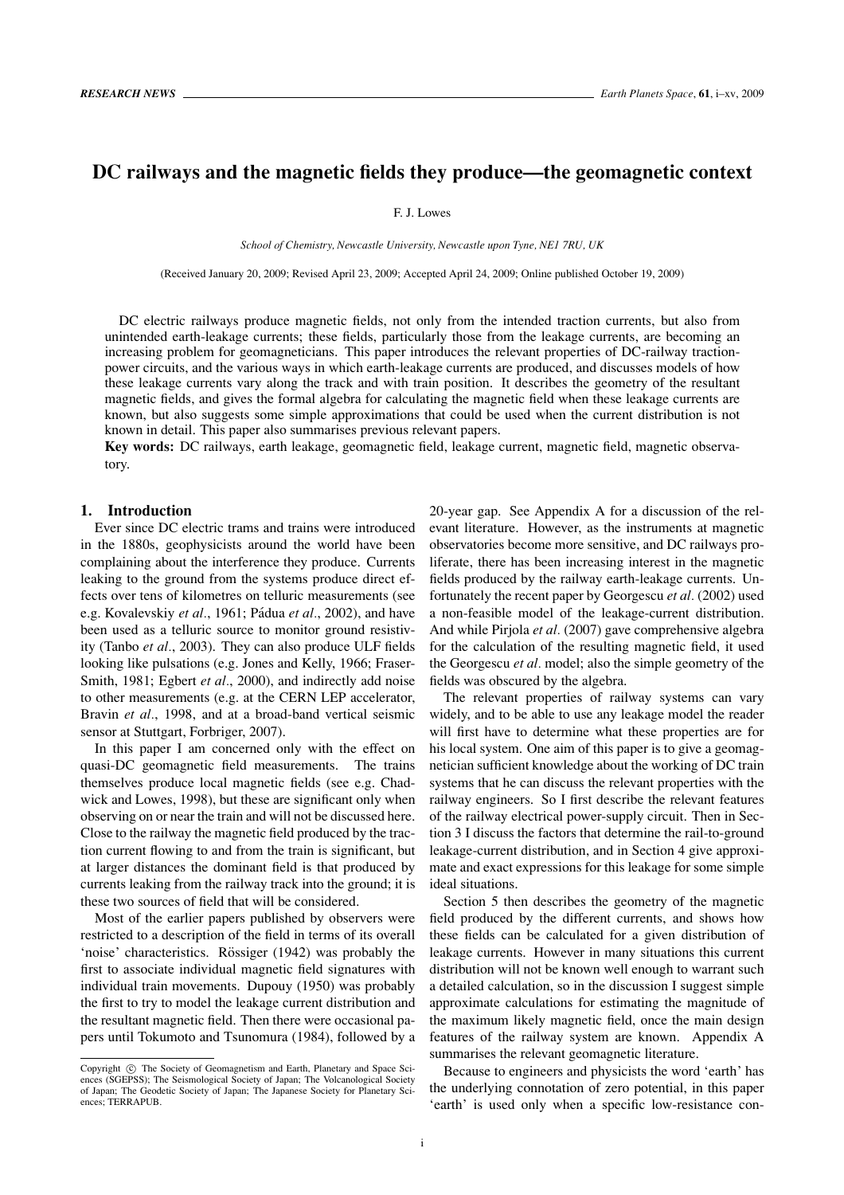# DC railways and the magnetic fields they produce—the geomagnetic context

F. J. Lowes

*School of Chemistry, Newcastle University, Newcastle upon Tyne, NE1 7RU, UK*

(Received January 20, 2009; Revised April 23, 2009; Accepted April 24, 2009; Online published October 19, 2009)

DC electric railways produce magnetic fields, not only from the intended traction currents, but also from unintended earth-leakage currents; these fields, particularly those from the leakage currents, are becoming an increasing problem for geomagneticians. This paper introduces the relevant properties of DC-railway traction-power circuits, and the various ways in which earth-leakage currents are produced, and discusses models of how these leakage currents vary along the track and with train position. It describes the geometry of the resultant magnetic fields, and gives the formal algebra for calculating the magnetic field when these leakage currents are known, but also suggests some simple approximations that could be used when the current distribution is not known in detail. This paper also summarises previous relevant papers.

**Key words:** DC railways, earth leakage, geomagnetic field, leakage current, magnetic field, magnetic observatory.

## 1. Introduction

Ever since DC electric trams and trains were introduced in the 1880s, geophysicists around the world have been complaining about the interference they produce. Currents leaking to the ground from the systems produce direct effects over tens of kilometres on telluric measurements (see e.g. Kovalevskiy *et al*., 1961; Pádua *et al*., 2002), and have been used as a telluric source to monitor ground resistivity (Tanbo *et al*., 2003). They can also produce ULF fields looking like pulsations (e.g. Jones and Kelly, 1966; Fraser-Smith, 1981; Egbert *et al*., 2000), and indirectly add noise to other measurements (e.g. at the CERN LEP accelerator, Bravin *et al*., 1998, and at a broad-band vertical seismic sensor at Stuttgart, Forbriger, 2007).

In this paper I am concerned only with the effect on quasi-DC geomagnetic field measurements. The trains themselves produce local magnetic fields (see e.g. Chadwick and Lowes, 1998), but these are significant only when observing on or near the train and will not be discussed here. Close to the railway the magnetic field produced by the traction current flowing to and from the train is significant, but at larger distances the dominant field is that produced by currents leaking from the railway track into the ground; it is these two sources of field that will be considered.

Most of the earlier papers published by observers were restricted to a description of the field in terms of its overall 'noise' characteristics. Rössiger (1942) was probably the first to associate individual magnetic field signatures with individual train movements. Dupouy (1950) was probably the first to try to model the leakage current distribution and the resultant magnetic field. Then there were occasional papers until Tokumoto and Tsunomura (1984), followed by a 20-year gap. See Appendix A for a discussion of the relevant literature. However, as the instruments at magnetic observatories become more sensitive, and DC railways proliferate, there has been increasing interest in the magnetic fields produced by the railway earth-leakage currents. Unfortunately the recent paper by Georgescu *et al*. (2002) used a non-feasible model of the leakage-current distribution. And while Pirjola *et al*. (2007) gave comprehensive algebra for the calculation of the resulting magnetic field, it used the Georgescu *et al*. model; also the simple geometry of the fields was obscured by the algebra.

The relevant properties of railway systems can vary widely, and to be able to use any leakage model the reader will first have to determine what these properties are for his local system. One aim of this paper is to give a geomagnetician sufficient knowledge about the working of DC train systems that he can discuss the relevant properties with the railway engineers. So I first describe the relevant features of the railway electrical power-supply circuit. Then in Section 3 I discuss the factors that determine the rail-to-ground leakage-current distribution, and in Section 4 give approximate and exact expressions for this leakage for some simple ideal situations.

Section 5 then describes the geometry of the magnetic field produced by the different currents, and shows how these fields can be calculated for a given distribution of leakage currents. However in many situations this current distribution will not be known well enough to warrant such a detailed calculation, so in the discussion I suggest simple approximate calculations for estimating the magnitude of the maximum likely magnetic field, once the main design features of the railway system are known. Appendix A summarises the relevant geomagnetic literature.

Because to engineers and physicists the word 'earth' has the underlying connotation of zero potential, in this paper 'earth' is used only when a specific low-resistance con-

Copyright © The Society of Geomagnetism and Earth, Planetary and Space Sciences (SGEPSS); The Seismological Society of Japan; The Volcanological Society of Japan; The Geodetic Society of Japan; The Japanese Society for Planetary Sciences; TERRAPUB.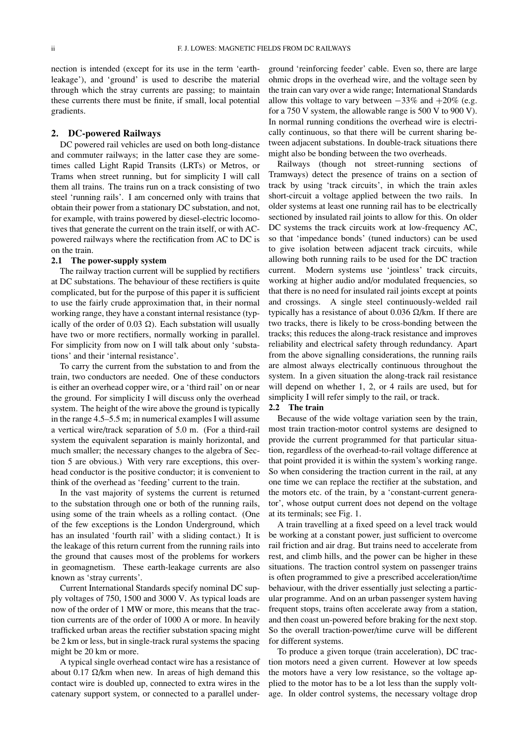nection is intended (except for its use in the term 'earth-leakage'), and 'ground' is used to describe the material through which the stray currents are passing; to maintain these currents there must be finite, if small, local potential gradients.

## 2. DC-powered Railways

DC powered rail vehicles are used on both long-distance and commuter railways; in the latter case they are sometimes called Light Rapid Transits (LRTs) or Metros, or Trams when street running, but for simplicity I will call them all trains. The trains run on a track consisting of two steel 'running rails'. I am concerned only with trains that obtain their power from a stationary DC substation, and not, for example, with trains powered by diesel-electric locomotives that generate the current on the train itself, or with AC-powered railways where the rectification from AC to DC is on the train.

### 2.1 The power-supply system

The railway traction current will be supplied by rectifiers at DC substations. The behaviour of these rectifiers is quite complicated, but for the purpose of this paper it is sufficient to use the fairly crude approximation that, in their normal working range, they have a constant internal resistance (typically of the order of 0.03 Ω). Each substation will usually have two or more rectifiers, normally working in parallel. For simplicity from now on I will talk about only 'substations' and their 'internal resistance'.

To carry the current from the substation to and from the train, two conductors are needed. One of these conductors is either an overhead copper wire, or a 'third rail' on or near the ground. For simplicity I will discuss only the overhead system. The height of the wire above the ground is typically in the range 4.5–5.5 m; in numerical examples I will assume a vertical wire/track separation of 5.0 m. (For a third-rail system the equivalent separation is mainly horizontal, and much smaller; the necessary changes to the algebra of Section 5 are obvious.) With very rare exceptions, this overhead conductor is the positive conductor; it is convenient to think of the overhead as 'feeding' current to the train.

In the vast majority of systems the current is returned to the substation through one or both of the running rails, using some of the train wheels as a rolling contact. (One of the few exceptions is the London Underground, which has an insulated 'fourth rail' with a sliding contact.) It is the leakage of this return current from the running rails into the ground that causes most of the problems for workers in geomagnetism. These earth-leakage currents are also known as 'stray currents'.

Current International Standards specify nominal DC supply voltages of 750, 1500 and 3000 V. As typical loads are now of the order of 1 MW or more, this means that the traction currents are of the order of 1000 A or more. In heavily trafficked urban areas the rectifier substation spacing might be 2 km or less, but in single-track rural systems the spacing might be 20 km or more.

A typical single overhead contact wire has a resistance of about 0.17 Ω/km when new. In areas of high demand this contact wire is doubled up, connected to extra wires in the catenary support system, or connected to a parallel underground 'reinforcing feeder' cable. Even so, there are large ohmic drops in the overhead wire, and the voltage seen by the train can vary over a wide range; International Standards allow this voltage to vary between −33% and +20% (e.g. for a 750 V system, the allowable range is 500 V to 900 V). In normal running conditions the overhead wire is electrically continuous, so that there will be current sharing between adjacent substations. In double-track situations there might also be bonding between the two overheads.

Railways (though not street-running sections of Tramways) detect the presence of trains on a section of track by using 'track circuits', in which the train axles short-circuit a voltage applied between the two rails. In older systems at least one running rail has to be electrically sectioned by insulated rail joints to allow for this. On older DC systems the track circuits work at low-frequency AC, so that 'impedance bonds' (tuned inductors) can be used to give isolation between adjacent track circuits, while allowing both running rails to be used for the DC traction current. Modern systems use 'jointless' track circuits, working at higher audio and/or modulated frequencies, so that there is no need for insulated rail joints except at points and crossings. A single steel continuously-welded rail typically has a resistance of about 0.036 Ω/km. If there are two tracks, there is likely to be cross-bonding between the tracks; this reduces the along-track resistance and improves reliability and electrical safety through redundancy. Apart from the above signalling considerations, the running rails are almost always electrically continuous throughout the system. In a given situation the along-track rail resistance will depend on whether 1, 2, or 4 rails are used, but for simplicity I will refer simply to the rail, or track.

### 2.2 The train

Because of the wide voltage variation seen by the train, most train traction-motor control systems are designed to provide the current programmed for that particular situation, regardless of the overhead-to-rail voltage difference at that point provided it is within the system's working range. So when considering the traction current in the rail, at any one time we can replace the rectifier at the substation, and the motors etc. of the train, by a 'constant-current generator', whose output current does not depend on the voltage at its terminals; see Fig. 1.

A train travelling at a fixed speed on a level track would be working at a constant power, just sufficient to overcome rail friction and air drag. But trains need to accelerate from rest, and climb hills, and the power can be higher in these situations. The traction control system on passenger trains is often programmed to give a prescribed acceleration/time behaviour, with the driver essentially just selecting a particular programme. And on an urban passenger system having frequent stops, trains often accelerate away from a station, and then coast un-powered before braking for the next stop. So the overall traction-power/time curve will be different for different systems.

To produce a given torque (train acceleration), DC traction motors need a given current. However at low speeds the motors have a very low resistance, so the voltage applied to the motor has to be a lot less than the supply voltage. In older control systems, the necessary voltage drop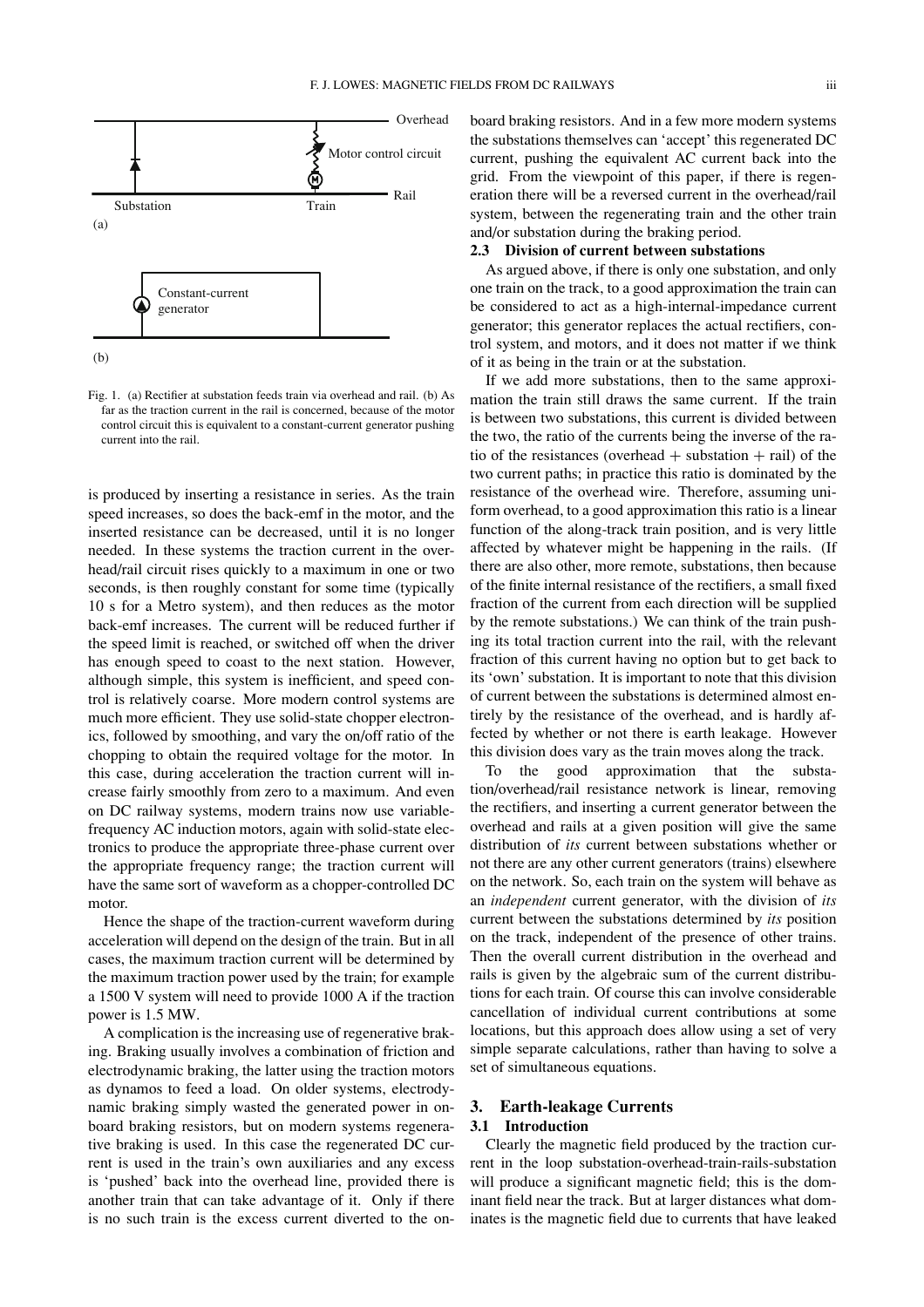Overhead

Motor control circuit

Rail

Substation

Train

(a)

Constant-current generator

(b)

Fig. 1. (a) Rectifier at substation feeds train via overhead and rail. (b) As far as the traction current in the rail is concerned, because of the motor control circuit this is equivalent to a constant-current generator pushing current into the rail.

is produced by inserting a resistance in series. As the train speed increases, so does the back-emf in the motor, and the inserted resistance can be decreased, until it is no longer needed. In these systems the traction current in the overhead/rail circuit rises quickly to a maximum in one or two seconds, is then roughly constant for some time (typically 10 s for a Metro system), and then reduces as the motor back-emf increases. The current will be reduced further if the speed limit is reached, or switched off when the driver has enough speed to coast to the next station. However, although simple, this system is inefficient, and speed control is relatively coarse. More modern control systems are much more efficient. They use solid-state chopper electronics, followed by smoothing, and vary the on/off ratio of the chopping to obtain the required voltage for the motor. In this case, during acceleration the traction current will increase fairly smoothly from zero to a maximum. And even on DC railway systems, modern trains now use variable-frequency AC induction motors, again with solid-state electronics to produce the appropriate three-phase current over the appropriate frequency range; the traction current will have the same sort of waveform as a chopper-controlled DC motor.

Hence the shape of the traction-current waveform during acceleration will depend on the design of the train. But in all cases, the maximum traction current will be determined by the maximum traction power used by the train; for example a 1500 V system will need to provide 1000 A if the traction power is 1.5 MW.

A complication is the increasing use of regenerative braking. Braking usually involves a combination of friction and electrodynamic braking, the latter using the traction motors as dynamos to feed a load. On older systems, electrodynamic braking simply wasted the generated power in on-board braking resistors, but on modern systems regenerative braking is used. In this case the regenerated DC current is used in the train's own auxiliaries and any excess is 'pushed' back into the overhead line, provided there is another train that can take advantage of it. Only if there is no such train is the excess current diverted to the on-board braking resistors. And in a few more modern systems the substations themselves can 'accept' this regenerated DC current, pushing the equivalent AC current back into the grid. From the viewpoint of this paper, if there is regeneration there will be a reversed current in the overhead/rail system, between the regenerating train and the other train and/or substation during the braking period.

### 2.3 Division of current between substations

As argued above, if there is only one substation, and only one train on the track, to a good approximation the train can be considered to act as a high-internal-impedance current generator; this generator replaces the actual rectifiers, control system, and motors, and it does not matter if we think of it as being in the train or at the substation.

If we add more substations, then to the same approximation the train still draws the same current. If the train is between two substations, this current is divided between the two, the ratio of the currents being the inverse of the ratio of the resistances (overhead + substation + rail) of the two current paths; in practice this ratio is dominated by the resistance of the overhead wire. Therefore, assuming uniform overhead, to a good approximation this ratio is a linear function of the along-track train position, and is very little affected by whatever might be happening in the rails. (If there are also other, more remote, substations, then because of the finite internal resistance of the rectifiers, a small fixed fraction of the current from each direction will be supplied by the remote substations.) We can think of the train pushing its total traction current into the rail, with the relevant fraction of this current having no option but to get back to its 'own' substation. It is important to note that this division of current between the substations is determined almost entirely by the resistance of the overhead, and is hardly affected by whether or not there is earth leakage. However this division does vary as the train moves along the track.

To the good approximation that the substation/overhead/rail resistance network is linear, removing the rectifiers, and inserting a current generator between the overhead and rails at a given position will give the same distribution of *its* current between substations whether or not there are any other current generators (trains) elsewhere on the network. So, each train on the system will behave as an *independent* current generator, with the division of *its* current between the substations determined by *its* position on the track, independent of the presence of other trains. Then the overall current distribution in the overhead and rails is given by the algebraic sum of the current distributions for each train. Of course this can involve considerable cancellation of individual current contributions at some locations, but this approach does allow using a set of very simple separate calculations, rather than having to solve a set of simultaneous equations.

## 3. Earth-leakage Currents

### 3.1 Introduction

Clearly the magnetic field produced by the traction current in the loop substation-overhead-train-rails-substation will produce a significant magnetic field; this is the dominant field near the track. But at larger distances what dominates is the magnetic field due to currents that have leaked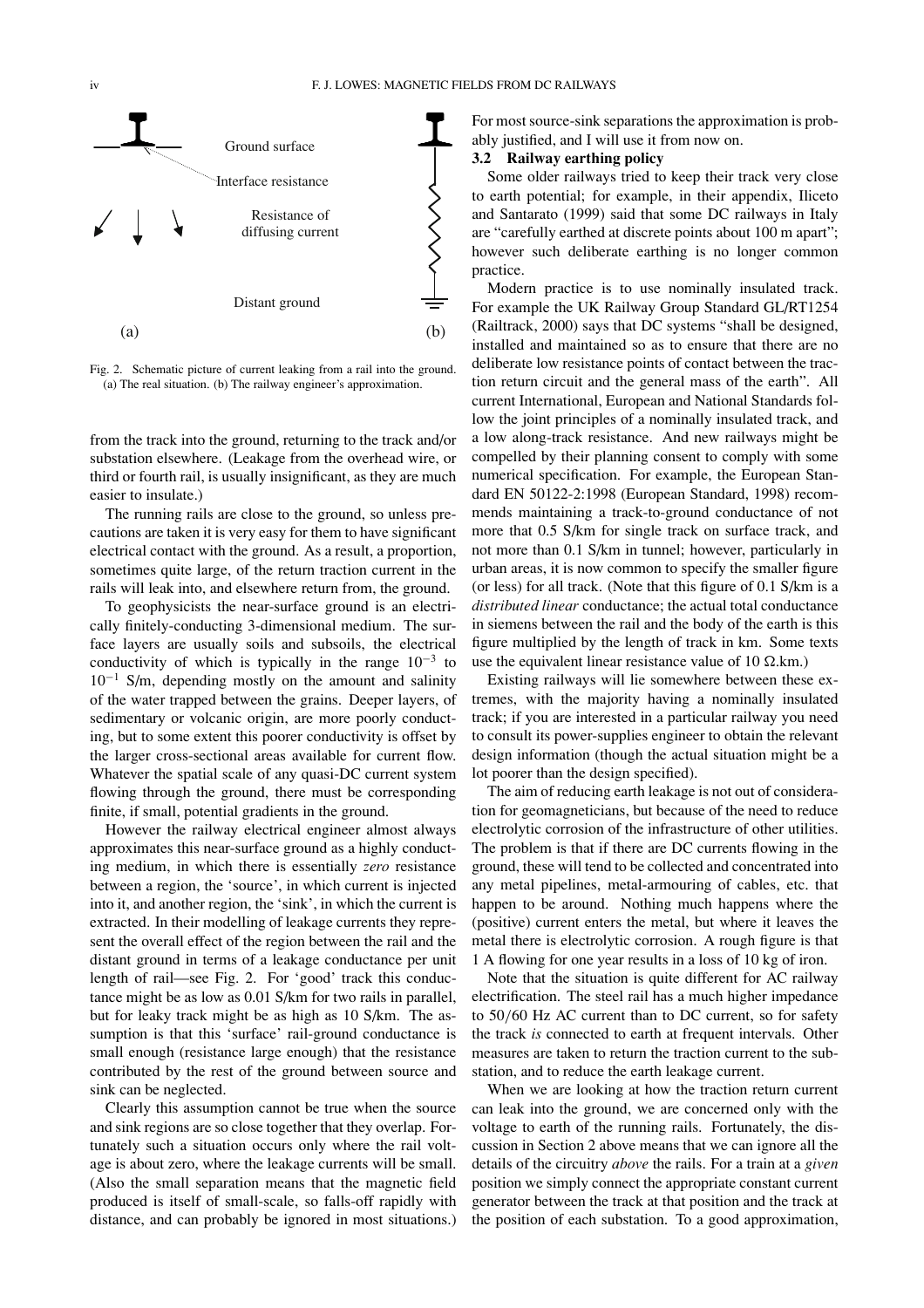Ground surface

Interface resistance

Resistance of diffusing current

Distant ground

(a) (b)

Fig. 2. Schematic picture of current leaking from a rail into the ground. (a) The real situation. (b) The railway engineer's approximation.

from the track into the ground, returning to the track and/or substation elsewhere. (Leakage from the overhead wire, or third or fourth rail, is usually insignificant, as they are much easier to insulate.)

The running rails are close to the ground, so unless precautions are taken it is very easy for them to have significant electrical contact with the ground. As a result, a proportion, sometimes quite large, of the return traction current in the rails will leak into, and elsewhere return from, the ground.

To geophysicists the near-surface ground is an electrically finitely-conducting 3-dimensional medium. The surface layers are usually soils and subsoils, the electrical conductivity of which is typically in the range $10^{-3}$ to $10^{-1}$ S/m, depending mostly on the amount and salinity of the water trapped between the grains. Deeper layers, of sedimentary or volcanic origin, are more poorly conducting, but to some extent this poorer conductivity is offset by the larger cross-sectional areas available for current flow. Whatever the spatial scale of any quasi-DC current system flowing through the ground, there must be corresponding finite, if small, potential gradients in the ground.

However the railway electrical engineer almost always approximates this near-surface ground as a highly conducting medium, in which there is essentially *zero* resistance between a region, the 'source', in which current is injected into it, and another region, the 'sink', in which the current is extracted. In their modelling of leakage currents they represent the overall effect of the region between the rail and the distant ground in terms of a leakage conductance per unit length of rail—see Fig. 2. For 'good' track this conductance might be as low as 0.01 S/km for two rails in parallel, but for leaky track might be as high as 10 S/km. The assumption is that this 'surface' rail-ground conductance is small enough (resistance large enough) that the resistance contributed by the rest of the ground between source and sink can be neglected.

Clearly this assumption cannot be true when the source and sink regions are so close together that they overlap. Fortunately such a situation occurs only where the rail voltage is about zero, where the leakage currents will be small. (Also the small separation means that the magnetic field produced is itself of small-scale, so falls-off rapidly with distance, and can probably be ignored in most situations.) For most source-sink separations the approximation is probably justified, and I will use it from now on.

### 3.2 Railway earthing policy

Some older railways tried to keep their track very close to earth potential; for example, in their appendix, Iliceto and Santarato (1999) said that some DC railways in Italy are "carefully earthed at discrete points about 100 m apart"; however such deliberate earthing is no longer common practice.

Modern practice is to use nominally insulated track. For example the UK Railway Group Standard GL/RT1254 (Railtrack, 2000) says that DC systems "shall be designed, installed and maintained so as to ensure that there are no deliberate low resistance points of contact between the traction return circuit and the general mass of the earth". All current International, European and National Standards follow the joint principles of a nominally insulated track, and a low along-track resistance. And new railways might be compelled by their planning consent to comply with some numerical specification. For example, the European Standard EN 50122-2:1998 (European Standard, 1998) recommends maintaining a track-to-ground conductance of not more that 0.5 S/km for single track on surface track, and not more than 0.1 S/km in tunnel; however, particularly in urban areas, it is now common to specify the smaller figure (or less) for all track. (Note that this figure of 0.1 S/km is a *distributed linear* conductance; the actual total conductance in siemens between the rail and the body of the earth is this figure multiplied by the length of track in km. Some texts use the equivalent linear resistance value of 10 Ω.km.)

Existing railways will lie somewhere between these extremes, with the majority having a nominally insulated track; if you are interested in a particular railway you need to consult its power-supplies engineer to obtain the relevant design information (though the actual situation might be a lot poorer than the design specified).

The aim of reducing earth leakage is not out of consideration for geomagneticians, but because of the need to reduce electrolytic corrosion of the infrastructure of other utilities. The problem is that if there are DC currents flowing in the ground, these will tend to be collected and concentrated into any metal pipelines, metal-armouring of cables, etc. that happen to be around. Nothing much happens where the (positive) current enters the metal, but where it leaves the metal there is electrolytic corrosion. A rough figure is that 1 A flowing for one year results in a loss of 10 kg of iron.

Note that the situation is quite different for AC railway electrification. The steel rail has a much higher impedance to 50/60 Hz AC current than to DC current, so for safety the track *is* connected to earth at frequent intervals. Other measures are taken to return the traction current to the substation, and to reduce the earth leakage current.

When we are looking at how the traction return current can leak into the ground, we are concerned only with the voltage to earth of the running rails. Fortunately, the discussion in Section 2 above means that we can ignore all the details of the circuitry *above* the rails. For a train at a *given* position we simply connect the appropriate constant current generator between the track at that position and the track at the position of each substation. To a good approximation,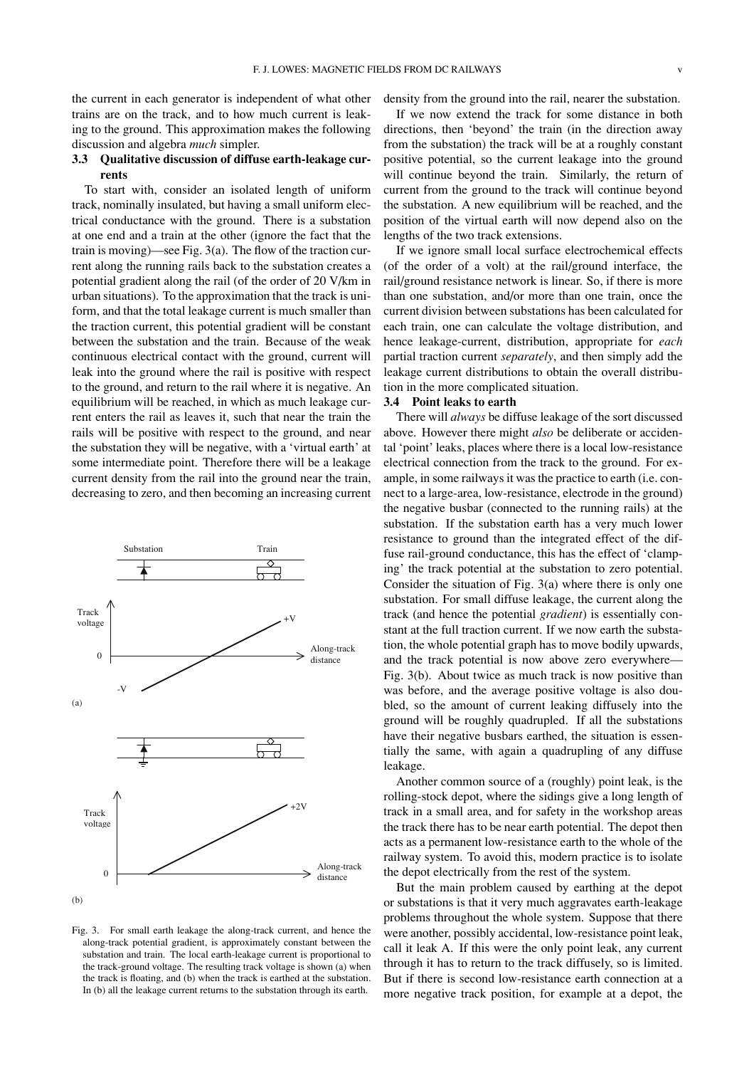the current in each generator is independent of what other trains are on the track, and to how much current is leaking to the ground. This approximation makes the following discussion and algebra *much* simpler.

### 3.3 Qualitative discussion of diffuse earth-leakage currents

To start with, consider an isolated length of uniform track, nominally insulated, but having a small uniform electrical conductance with the ground. There is a substation at one end and a train at the other (ignore the fact that the train is moving)—see Fig. 3(a). The flow of the traction current along the running rails back to the substation creates a potential gradient along the rail (of the order of 20 V/km in urban situations). To the approximation that the track is uniform, and that the total leakage current is much smaller than the traction current, this potential gradient will be constant between the substation and the train. Because of the weak continuous electrical contact with the ground, current will leak into the ground where the rail is positive with respect to the ground, and return to the rail where it is negative. An equilibrium will be reached, in which as much leakage current enters the rail as leaves it, such that near the train the rails will be positive with respect to the ground, and near the substation they will be negative, with a 'virtual earth' at some intermediate point. Therefore there will be a leakage current density from the rail into the ground near the train, decreasing to zero, and then becoming an increasing current density from the ground into the rail, nearer the substation.

Fig. 3. For small earth leakage the along-track current, and hence the along-track potential gradient, is approximately constant between the substation and train. The local earth-leakage current is proportional to the track-ground voltage. The resulting track voltage is shown (a) when the track is floating, and (b) when the track is earthed at the substation. In (b) all the leakage current returns to the substation through its earth.

If we now extend the track for some distance in both directions, then 'beyond' the train (in the direction away from the substation) the track will be at a roughly constant positive potential, so the current leakage into the ground will continue beyond the train. Similarly, the return of current from the ground to the track will continue beyond the substation. A new equilibrium will be reached, and the position of the virtual earth will now depend also on the lengths of the two track extensions.

If we ignore small local surface electrochemical effects (of the order of a volt) at the rail/ground interface, the rail/ground resistance network is linear. So, if there is more than one substation, and/or more than one train, once the current division between substations has been calculated for each train, one can calculate the voltage distribution, and hence leakage-current, distribution, appropriate for *each* partial traction current *separately*, and then simply add the leakage current distributions to obtain the overall distribution in the more complicated situation.

### 3.4 Point leaks to earth

There will *always* be diffuse leakage of the sort discussed above. However there might *also* be deliberate or accidental 'point' leaks, places where there is a local low-resistance electrical connection from the track to the ground. For example, in some railways it was the practice to earth (i.e. connect to a large-area, low-resistance, electrode in the ground) the negative busbar (connected to the running rails) at the substation. If the substation earth has a very much lower resistance to ground than the integrated effect of the diffuse rail-ground conductance, this has the effect of 'clamping' the track potential at the substation to zero potential. Consider the situation of Fig. 3(a) where there is only one substation. For small diffuse leakage, the current along the track (and hence the potential *gradient*) is essentially constant at the full traction current. If we now earth the substation, the whole potential graph has to move bodily upwards, and the track potential is now above zero everywhere—Fig. 3(b). About twice as much track is now positive than was before, and the average positive voltage is also doubled, so the amount of current leaking diffusely into the ground will be roughly quadrupled. If all the substations have their negative busbars earthed, the situation is essentially the same, with again a quadrupling of any diffuse leakage.

Another common source of a (roughly) point leak, is the rolling-stock depot, where the sidings give a long length of track in a small area, and for safety in the workshop areas the track there has to be near earth potential. The depot then acts as a permanent low-resistance earth to the whole of the railway system. To avoid this, modern practice is to isolate the depot electrically from the rest of the system.

But the main problem caused by earthing at the depot or substations is that it very much aggravates earth-leakage problems throughout the whole system. Suppose that there were another, possibly accidental, low-resistance point leak, call it leak A. If this were the only point leak, any current through it has to return to the track diffusely, so is limited. But if there is second low-resistance earth connection at a more negative track position, for example at a depot, the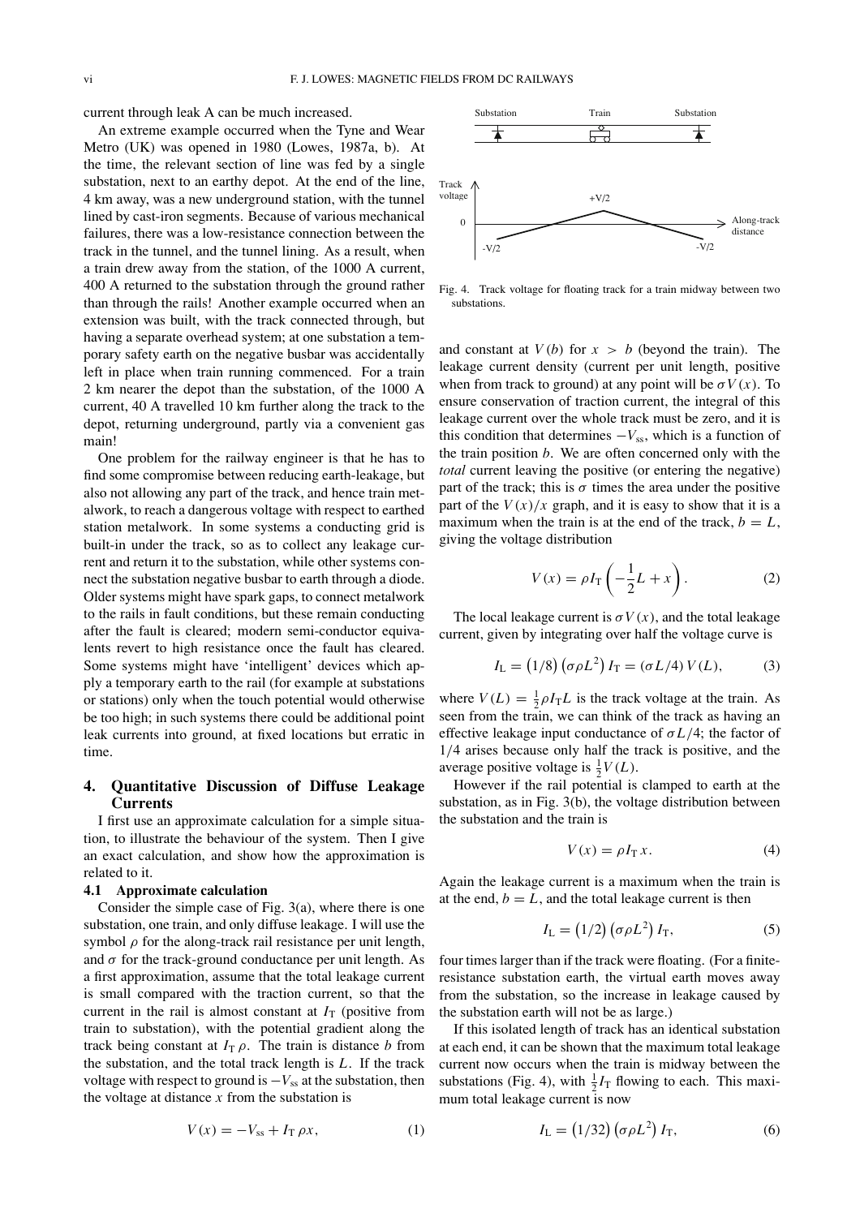current through leak A can be much increased.

An extreme example occurred when the Tyne and Wear Metro (UK) was opened in 1980 (Lowes, 1987a, b). At the time, the relevant section of line was fed by a single substation, next to an earthy depot. At the end of the line, 4 km away, was a new underground station, with the tunnel lined by cast-iron segments. Because of various mechanical failures, there was a low-resistance connection between the track in the tunnel, and the tunnel lining. As a result, when a train drew away from the station, of the 1000 A current, 400 A returned to the substation through the ground rather than through the rails! Another example occurred when an extension was built, with the track connected through, but having a separate overhead system; at one substation a temporary safety earth on the negative busbar was accidentally left in place when train running commenced. For a train 2 km nearer the depot than the substation, of the 1000 A current, 40 A travelled 10 km further along the track to the depot, returning underground, partly via a convenient gas main!

One problem for the railway engineer is that he has to find some compromise between reducing earth-leakage, but also not allowing any part of the track, and hence train metalwork, to reach a dangerous voltage with respect to earthed station metalwork. In some systems a conducting grid is built-in under the track, so as to collect any leakage current and return it to the substation, while other systems connect the substation negative busbar to earth through a diode. Older systems might have spark gaps, to connect metalwork to the rails in fault conditions, but these remain conducting after the fault is cleared; modern semi-conductor equivalents revert to high resistance once the fault has cleared. Some systems might have 'intelligent' devices which apply a temporary earth to the rail (for example at substations or stations) only when the touch potential would otherwise be too high; in such systems there could be additional point leak currents into ground, at fixed locations but erratic in time.

## 4. Quantitative Discussion of Diffuse Leakage Currents

I first use an approximate calculation for a simple situation, to illustrate the behaviour of the system. Then I give an exact calculation, and show how the approximation is related to it.

### 4.1 Approximate calculation

Consider the simple case of Fig. 3(a), where there is one substation, one train, and only diffuse leakage. I will use the symbol $\rho$ for the along-track rail resistance per unit length, and $\sigma$ for the track-ground conductance per unit length. As a first approximation, assume that the total leakage current is small compared with the traction current, so that the current in the rail is almost constant at $I_\mathrm{T}$ (positive from train to substation), with the potential gradient along the track being constant at $I_\mathrm{T}\,\rho$. The train is distance $b$ from the substation, and the total track length is $L$. If the track voltage with respect to ground is $-V_\mathrm{ss}$ at the substation, then the voltage at distance $x$ from the substation is

$$V(x) = -V_\mathrm{ss} + I_\mathrm{T}\,\rho x, \tag{1}$$

Substation

Train

Substation

Track voltage

+V/2

0

Along-track distance

-V/2

-V/2

Fig. 4. Track voltage for floating track for a train midway between two substations.

and constant at $V(b)$ for $x > b$ (beyond the train). The leakage current density (current per unit length, positive when from track to ground) at any point will be $\sigma V(x)$. To ensure conservation of traction current, the integral of this leakage current over the whole track must be zero, and it is this condition that determines $-V_\mathrm{ss}$, which is a function of the train position $b$. We are often concerned only with the *total* current leaving the positive (or entering the negative) part of the track; this is $\sigma$ times the area under the positive part of the $V(x)/x$ graph, and it is easy to show that it is a maximum when the train is at the end of the track, $b = L$, giving the voltage distribution

$$V(x) = \rho I_\mathrm{T}\left(-\frac{1}{2}L + x\right). \tag{2}$$

The local leakage current is $\sigma V(x)$, and the total leakage current, given by integrating over half the voltage curve is

$$I_\mathrm{L} = \left(1/8\right)\left(\sigma\rho L^2\right) I_\mathrm{T} = \left(\sigma L/4\right) V(L), \tag{3}$$

where $V(L) = \frac{1}{2}\rho I_\mathrm{T} L$ is the track voltage at the train. As seen from the train, we can think of the track as having an effective leakage input conductance of $\sigma L/4$; the factor of $1/4$ arises because only half the track is positive, and the average positive voltage is $\frac{1}{2}V(L)$.

However if the rail potential is clamped to earth at the substation, as in Fig. 3(b), the voltage distribution between the substation and the train is

$$V(x) = \rho I_\mathrm{T}\, x. \tag{4}$$

Again the leakage current is a maximum when the train is at the end, $b = L$, and the total leakage current is then

$$I_\mathrm{L} = \left(1/2\right)\left(\sigma\rho L^2\right) I_\mathrm{T}, \tag{5}$$

four times larger than if the track were floating. (For a finite-resistance substation earth, the virtual earth moves away from the substation, so the increase in leakage caused by the substation earth will not be as large.)

If this isolated length of track has an identical substation at each end, it can be shown that the maximum total leakage current now occurs when the train is midway between the substations (Fig. 4), with $\frac{1}{2}I_\mathrm{T}$ flowing to each. This maximum total leakage current is now

$$I_\mathrm{L} = \left(1/32\right)\left(\sigma\rho L^2\right) I_\mathrm{T}, \tag{6}$$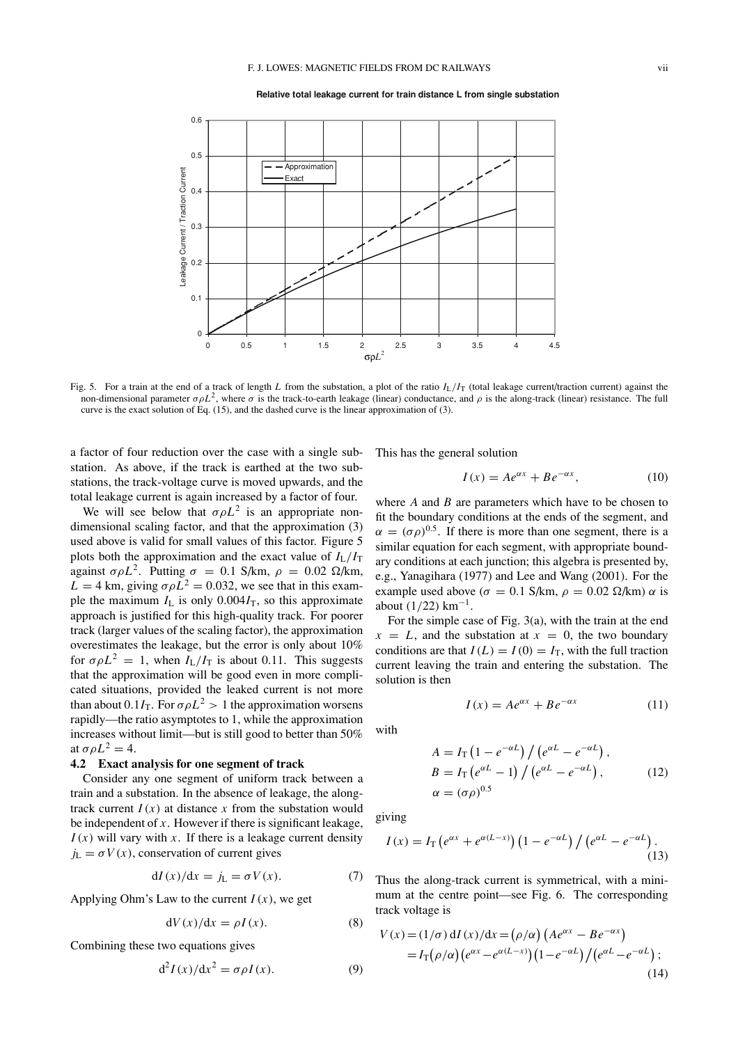**Relative total leakage current for train distance L from single substation**

Fig. 5. For a train at the end of a track of length $L$ from the substation, a plot of the ratio $I_L/I_T$ (total leakage current/traction current) against the non-dimensional parameter $\sigma\rho L^2$, where $\sigma$ is the track-to-earth leakage (linear) conductance, and $\rho$ is the along-track (linear) resistance. The full curve is the exact solution of Eq. (15), and the dashed curve is the linear approximation of (3).

a factor of four reduction over the case with a single substation. As above, if the track is earthed at the two substations, the track-voltage curve is moved upwards, and the total leakage current is again increased by a factor of four.

We will see below that $\sigma\rho L^2$ is an appropriate non-dimensional scaling factor, and that the approximation (3) used above is valid for small values of this factor. Figure 5 plots both the approximation and the exact value of $I_L/I_T$ against $\sigma\rho L^2$. Putting $\sigma = 0.1$ S/km, $\rho = 0.02$ Ω/km, $L = 4$ km, giving $\sigma\rho L^2 = 0.032$, we see that in this example the maximum $I_L$ is only $0.004 I_T$, so this approximate approach is justified for this high-quality track. For poorer track (larger values of the scaling factor), the approximation overestimates the leakage, but the error is only about 10% for $\sigma\rho L^2 = 1$, when $I_L/I_T$ is about 0.11. This suggests that the approximation will be good even in more complicated situations, provided the leaked current is not more than about $0.1 I_T$. For $\sigma\rho L^2 > 1$ the approximation worsens rapidly—the ratio asymptotes to 1, while the approximation increases without limit—but is still good to better than 50% at $\sigma\rho L^2 = 4$.

### 4.2 Exact analysis for one segment of track

Consider any one segment of uniform track between a train and a substation. In the absence of leakage, the along-track current $I(x)$ at distance $x$ from the substation would be independent of $x$. However if there is significant leakage, $I(x)$ will vary with $x$. If there is a leakage current density $j_L = \sigma V(x)$, conservation of current gives

$$dI(x)/dx = j_L = \sigma V(x). \tag{7}$$

Applying Ohm's Law to the current $I(x)$, we get

$$dV(x)/dx = \rho I(x). \tag{8}$$

Combining these two equations gives

$$d^2 I(x)/dx^2 = \sigma\rho I(x). \tag{9}$$

This has the general solution

$$I(x) = Ae^{\alpha x} + Be^{-\alpha x}, \tag{10}$$

where $A$ and $B$ are parameters which have to be chosen to fit the boundary conditions at the ends of the segment, and $\alpha = (\sigma\rho)^{0.5}$. If there is more than one segment, there is a similar equation for each segment, with appropriate boundary conditions at each junction; this algebra is presented by, e.g., Yanagihara (1977) and Lee and Wang (2001). For the example used above ($\sigma = 0.1$ S/km, $\rho = 0.02$ Ω/km) $\alpha$ is about $(1/22)$ km$^{-1}$.

For the simple case of Fig. 3(a), with the train at the end $x = L$, and the substation at $x = 0$, the two boundary conditions are that $I(L) = I(0) = I_T$, with the full traction current leaving the train and entering the substation. The solution is then

$$I(x) = Ae^{\alpha x} + Be^{-\alpha x} \tag{11}$$

with

$$\begin{aligned} A &= I_T\left(1 - e^{-\alpha L}\right) / \left(e^{\alpha L} - e^{-\alpha L}\right), \\ B &= I_T\left(e^{\alpha L} - 1\right) / \left(e^{\alpha L} - e^{-\alpha L}\right), \\ \alpha &= (\sigma\rho)^{0.5} \end{aligned} \tag{12}$$

giving

$$I(x) = I_T\left(e^{\alpha x} + e^{\alpha(L-x)}\right)\left(1 - e^{-\alpha L}\right) / \left(e^{\alpha L} - e^{-\alpha L}\right). \tag{13}$$

Thus the along-track current is symmetrical, with a minimum at the centre point—see Fig. 6. The corresponding track voltage is

$$\begin{aligned} V(x) &= (1/\sigma)\, dI(x)/dx = (\rho/\alpha)\left(Ae^{\alpha x} - Be^{-\alpha x}\right) \\ &= I_T(\rho/\alpha)\left(e^{\alpha x} - e^{\alpha(L-x)}\right)\left(1 - e^{-\alpha L}\right)/\left(e^{\alpha L} - e^{-\alpha L}\right); \end{aligned} \tag{14}$$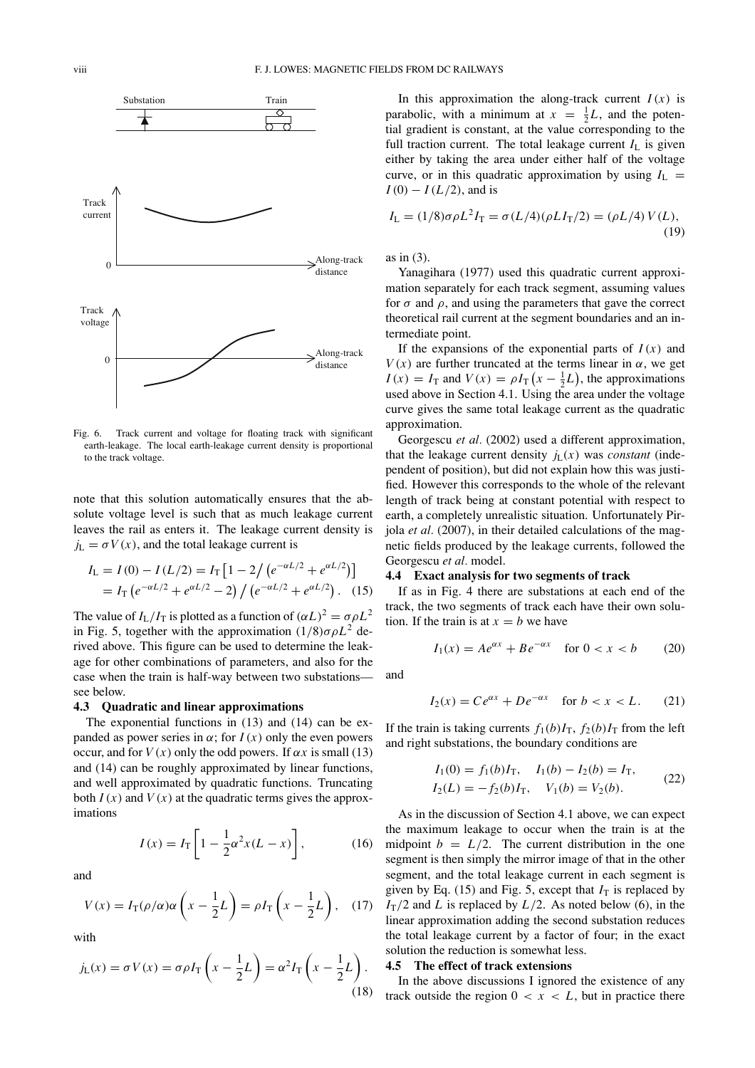Fig. 6. Track current and voltage for floating track with significant earth-leakage. The local earth-leakage current density is proportional to the track voltage.

note that this solution automatically ensures that the absolute voltage level is such that as much leakage current leaves the rail as enters it. The leakage current density is $j_L = \sigma V(x)$, and the total leakage current is

$$I_L = I(0) - I(L/2) = I_T\left[1 - 2\big/\left(e^{-\alpha L/2} + e^{\alpha L/2}\right)\right]$$
$$= I_T\left(e^{-\alpha L/2} + e^{\alpha L/2} - 2\right)\big/\left(e^{-\alpha L/2} + e^{\alpha L/2}\right). \quad (15)$$

The value of $I_L/I_T$ is plotted as a function of $(\alpha L)^2 = \sigma\rho L^2$ in Fig. 5, together with the approximation $(1/8)\sigma\rho L^2$ derived above. This figure can be used to determine the leakage for other combinations of parameters, and also for the case when the train is half-way between two substations—see below.

### 4.3 Quadratic and linear approximations

The exponential functions in (13) and (14) can be expanded as power series in $\alpha$; for $I(x)$ only the even powers occur, and for $V(x)$ only the odd powers. If $\alpha x$ is small (13) and (14) can be roughly approximated by linear functions, and well approximated by quadratic functions. Truncating both $I(x)$ and $V(x)$ at the quadratic terms gives the approximations

$$I(x) = I_T\left[1 - \frac{1}{2}\alpha^2 x(L - x)\right], \quad (16)$$

and

$$V(x) = I_T(\rho/\alpha)\alpha\left(x - \frac{1}{2}L\right) = \rho I_T\left(x - \frac{1}{2}L\right), \quad (17)$$

with

$$j_L(x) = \sigma V(x) = \sigma\rho I_T\left(x - \frac{1}{2}L\right) = \alpha^2 I_T\left(x - \frac{1}{2}L\right). \quad (18)$$

In this approximation the along-track current $I(x)$ is parabolic, with a minimum at $x = \frac{1}{2}L$, and the potential gradient is constant, at the value corresponding to the full traction current. The total leakage current $I_L$ is given either by taking the area under either half of the voltage curve, or in this quadratic approximation by using $I_L = I(0) - I(L/2)$, and is

$$I_L = (1/8)\sigma\rho L^2 I_T = \sigma(L/4)(\rho L I_T/2) = (\rho L/4)\,V(L), \quad (19)$$

as in (3).

Yanagihara (1977) used this quadratic current approximation separately for each track segment, assuming values for $\sigma$ and $\rho$, and using the parameters that gave the correct theoretical rail current at the segment boundaries and an intermediate point.

If the expansions of the exponential parts of $I(x)$ and $V(x)$ are further truncated at the terms linear in $\alpha$, we get $I(x) = I_T$ and $V(x) = \rho I_T\left(x - \frac{1}{2}L\right)$, the approximations used above in Section 4.1. Using the area under the voltage curve gives the same total leakage current as the quadratic approximation.

Georgescu *et al.* (2002) used a different approximation, that the leakage current density $j_L(x)$ was *constant* (independent of position), but did not explain how this was justified. However this corresponds to the whole of the relevant length of track being at constant potential with respect to earth, a completely unrealistic situation. Unfortunately Pirjola *et al.* (2007), in their detailed calculations of the magnetic fields produced by the leakage currents, followed the Georgescu *et al.* model.

### 4.4 Exact analysis for two segments of track

If as in Fig. 4 there are substations at each end of the track, the two segments of track each have their own solution. If the train is at $x = b$ we have

$$I_1(x) = Ae^{\alpha x} + Be^{-\alpha x} \quad \text{for } 0 < x < b \quad (20)$$

and

$$I_2(x) = Ce^{\alpha x} + De^{-\alpha x} \quad \text{for } b < x < L. \quad (21)$$

If the train is taking currents $f_1(b)I_T$, $f_2(b)I_T$ from the left and right substations, the boundary conditions are

$$I_1(0) = f_1(b)I_T, \quad I_1(b) - I_2(b) = I_T,$$
$$I_2(L) = -f_2(b)I_T, \quad V_1(b) = V_2(b). \quad (22)$$

As in the discussion of Section 4.1 above, we can expect the maximum leakage to occur when the train is at the midpoint $b = L/2$. The current distribution in the one segment is then simply the mirror image of that in the other segment, and the total leakage current in each segment is given by Eq. (15) and Fig. 5, except that $I_T$ is replaced by $I_T/2$ and $L$ is replaced by $L/2$. As noted below (6), in the linear approximation adding the second substation reduces the total leakage current by a factor of four; in the exact solution the reduction is somewhat less.

### 4.5 The effect of track extensions

In the above discussions I ignored the existence of any track outside the region $0 < x < L$, but in practice there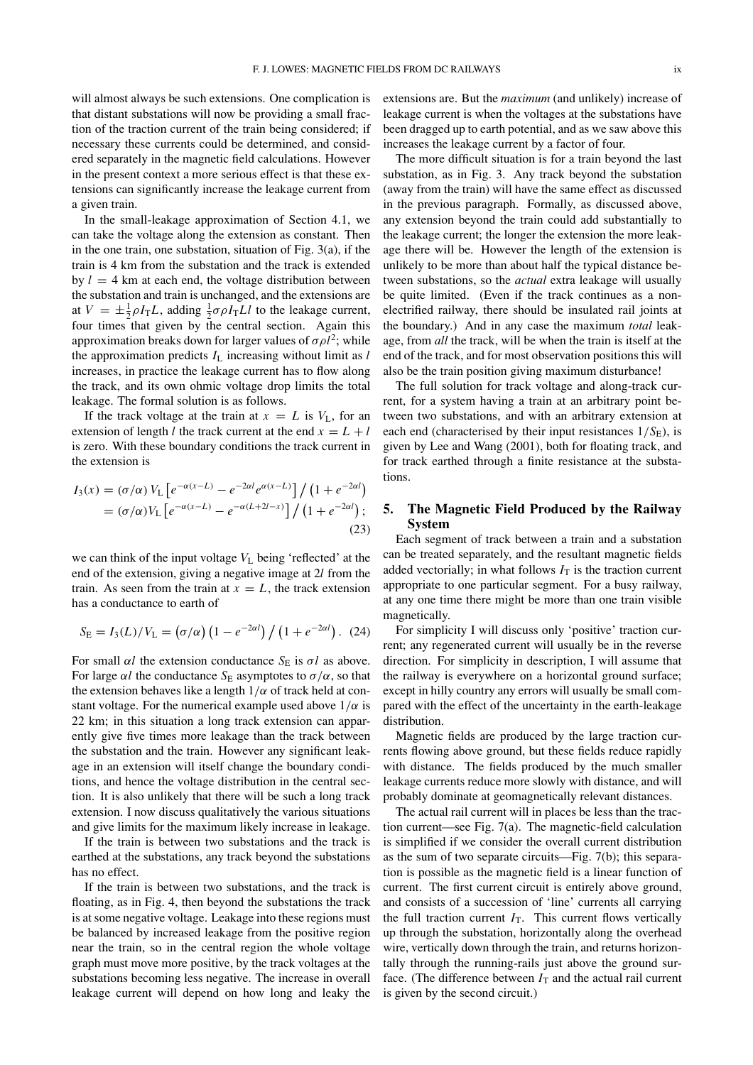will almost always be such extensions. One complication is that distant substations will now be providing a small fraction of the traction current of the train being considered; if necessary these currents could be determined, and considered separately in the magnetic field calculations. However in the present context a more serious effect is that these extensions can significantly increase the leakage current from a given train.

In the small-leakage approximation of Section 4.1, we can take the voltage along the extension as constant. Then in the one train, one substation, situation of Fig. 3(a), if the train is 4 km from the substation and the track is extended by $l = 4$ km at each end, the voltage distribution between the substation and train is unchanged, and the extensions are at $V = \pm\frac{1}{2}\rho I_\mathrm{T} L$, adding $\frac{1}{2}\sigma\rho I_\mathrm{T} L l$ to the leakage current, four times that given by the central section. Again this approximation breaks down for larger values of $\sigma\rho l^2$; while the approximation predicts $I_\mathrm{L}$ increasing without limit as $l$ increases, in practice the leakage current has to flow along the track, and its own ohmic voltage drop limits the total leakage. The formal solution is as follows.

If the track voltage at the train at $x = L$ is $V_\mathrm{L}$, for an extension of length $l$ the track current at the end $x = L + l$ is zero. With these boundary conditions the track current in the extension is

$$
\begin{aligned}
I_3(x) &= (\sigma/\alpha)\, V_\mathrm{L}\left[e^{-\alpha(x-L)} - e^{-2\alpha l} e^{\alpha(x-L)}\right] \big/ \left(1 + e^{-2\alpha l}\right) \\
&= (\sigma/\alpha) V_\mathrm{L}\left[e^{-\alpha(x-L)} - e^{-\alpha(L+2l-x)}\right] \big/ \left(1 + e^{-2\alpha l}\right); \qquad (23)
\end{aligned}
$$

we can think of the input voltage $V_\mathrm{L}$ being 'reflected' at the end of the extension, giving a negative image at $2l$ from the train. As seen from the train at $x = L$, the track extension has a conductance to earth of

$$
S_\mathrm{E} = I_3(L)/V_\mathrm{L} = (\sigma/\alpha)\left(1 - e^{-2\alpha l}\right) \big/ \left(1 + e^{-2\alpha l}\right). \quad (24)
$$

For small $\alpha l$ the extension conductance $S_\mathrm{E}$ is $\sigma l$ as above. For large $\alpha l$ the conductance $S_\mathrm{E}$ asymptotes to $\sigma/\alpha$, so that the extension behaves like a length $1/\alpha$ of track held at constant voltage. For the numerical example used above $1/\alpha$ is 22 km; in this situation a long track extension can apparently give five times more leakage than the track between the substation and the train. However any significant leakage in an extension will itself change the boundary conditions, and hence the voltage distribution in the central section. It is also unlikely that there will be such a long track extension. I now discuss qualitatively the various situations and give limits for the maximum likely increase in leakage.

If the train is between two substations and the track is earthed at the substations, any track beyond the substations has no effect.

If the train is between two substations, and the track is floating, as in Fig. 4, then beyond the substations the track is at some negative voltage. Leakage into these regions must be balanced by increased leakage from the positive region near the train, so in the central region the whole voltage graph must move more positive, by the track voltages at the substations becoming less negative. The increase in overall leakage current will depend on how long and leaky the extensions are. But the *maximum* (and unlikely) increase of leakage current is when the voltages at the substations have been dragged up to earth potential, and as we saw above this increases the leakage current by a factor of four.

The more difficult situation is for a train beyond the last substation, as in Fig. 3. Any track beyond the substation (away from the train) will have the same effect as discussed in the previous paragraph. Formally, as discussed above, any extension beyond the train could add substantially to the leakage current; the longer the extension the more leakage there will be. However the length of the extension is unlikely to be more than about half the typical distance between substations, so the *actual* extra leakage will usually be quite limited. (Even if the track continues as a non-electrified railway, there should be insulated rail joints at the boundary.) And in any case the maximum *total* leakage, from *all* the track, will be when the train is itself at the end of the track, and for most observation positions this will also be the train position giving maximum disturbance!

The full solution for track voltage and along-track current, for a system having a train at an arbitrary point between two substations, and with an arbitrary extension at each end (characterised by their input resistances $1/S_\mathrm{E}$), is given by Lee and Wang (2001), both for floating track, and for track earthed through a finite resistance at the substations.

## 5. The Magnetic Field Produced by the Railway System

Each segment of track between a train and a substation can be treated separately, and the resultant magnetic fields added vectorially; in what follows $I_\mathrm{T}$ is the traction current appropriate to one particular segment. For a busy railway, at any one time there might be more than one train visible magnetically.

For simplicity I will discuss only 'positive' traction current; any regenerated current will usually be in the reverse direction. For simplicity in description, I will assume that the railway is everywhere on a horizontal ground surface; except in hilly country any errors will usually be small compared with the effect of the uncertainty in the earth-leakage distribution.

Magnetic fields are produced by the large traction currents flowing above ground, but these fields reduce rapidly with distance. The fields produced by the much smaller leakage currents reduce more slowly with distance, and will probably dominate at geomagnetically relevant distances.

The actual rail current will in places be less than the traction current—see Fig. 7(a). The magnetic-field calculation is simplified if we consider the overall current distribution as the sum of two separate circuits—Fig. 7(b); this separation is possible as the magnetic field is a linear function of current. The first current circuit is entirely above ground, and consists of a succession of 'line' currents all carrying the full traction current $I_\mathrm{T}$. This current flows vertically up through the substation, horizontally along the overhead wire, vertically down through the train, and returns horizontally through the running-rails just above the ground surface. (The difference between $I_\mathrm{T}$ and the actual rail current is given by the second circuit.)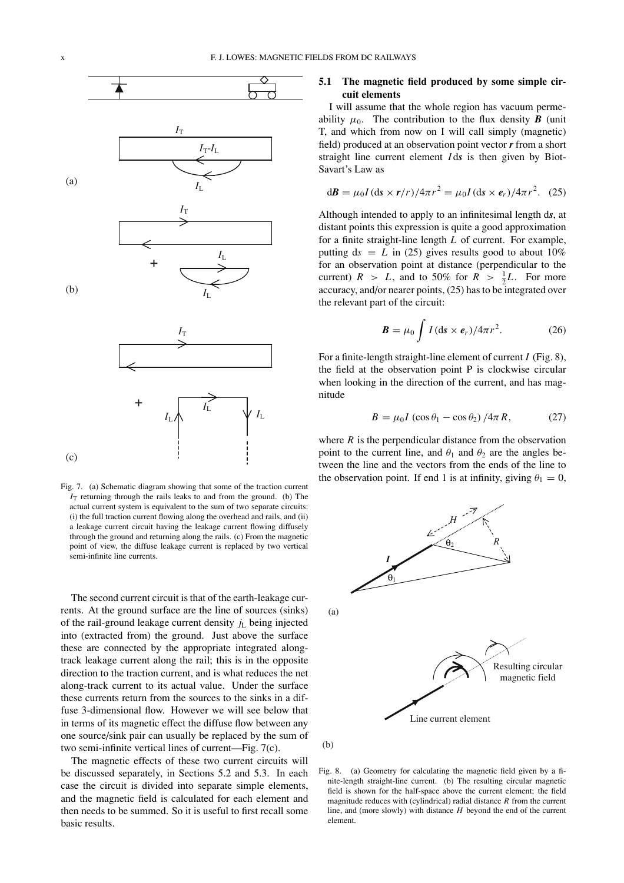Fig. 7. (a) Schematic diagram showing that some of the traction current $I_T$ returning through the rails leaks to and from the ground. (b) The actual current system is equivalent to the sum of two separate circuits: (i) the full traction current flowing along the overhead and rails, and (ii) a leakage current circuit having the leakage current flowing diffusely through the ground and returning along the rails. (c) From the magnetic point of view, the diffuse leakage current is replaced by two vertical semi-infinite line currents.

The second current circuit is that of the earth-leakage currents. At the ground surface are the line of sources (sinks) of the rail-ground leakage current density $j_L$ being injected into (extracted from) the ground. Just above the surface these are connected by the appropriate integrated along-track leakage current along the rail; this is in the opposite direction to the traction current, and is what reduces the net along-track current to its actual value. Under the surface these currents return from the sources to the sinks in a diffuse 3-dimensional flow. However we will see below that in terms of its magnetic effect the diffuse flow between any one source/sink pair can usually be replaced by the sum of two semi-infinite vertical lines of current—Fig. 7(c).

The magnetic effects of these two current circuits will be discussed separately, in Sections 5.2 and 5.3. In each case the circuit is divided into separate simple elements, and the magnetic field is calculated for each element and then needs to be summed. So it is useful to first recall some basic results.

### 5.1 The magnetic field produced by some simple circuit elements

I will assume that the whole region has vacuum permeability $\mu_0$. The contribution to the flux density $\boldsymbol{B}$ (unit T, and which from now on I will call simply (magnetic) field) produced at an observation point vector $\boldsymbol{r}$ from a short straight line current element $I\,\mathrm{d}\boldsymbol{s}$ is then given by Biot-Savart's Law as

$$\mathrm{d}\boldsymbol{B} = \mu_0 I\,(\mathrm{d}\boldsymbol{s} \times \boldsymbol{r}/r)/4\pi r^2 = \mu_0 I\,(\mathrm{d}\boldsymbol{s} \times \boldsymbol{e}_r)/4\pi r^2. \quad (25)$$

Although intended to apply to an infinitesimal length $\mathrm{d}\boldsymbol{s}$, at distant points this expression is quite a good approximation for a finite straight-line length $L$ of current. For example, putting $\mathrm{d}s = L$ in (25) gives results good to about 10% for an observation point at distance (perpendicular to the current) $R > L$, and to 50% for $R > \frac{1}{2}L$. For more accuracy, and/or nearer points, (25) has to be integrated over the relevant part of the circuit:

$$\boldsymbol{B} = \mu_0 \int I\,(\mathrm{d}\boldsymbol{s} \times \boldsymbol{e}_r)/4\pi r^2. \quad (26)$$

For a finite-length straight-line element of current $I$ (Fig. 8), the field at the observation point P is clockwise circular when looking in the direction of the current, and has magnitude

$$B = \mu_0 I\,(\cos\theta_1 - \cos\theta_2)\,/4\pi R, \quad (27)$$

where $R$ is the perpendicular distance from the observation point to the current line, and $\theta_1$ and $\theta_2$ are the angles between the line and the vectors from the ends of the line to the observation point. If end 1 is at infinity, giving $\theta_1 = 0$,

Fig. 8. (a) Geometry for calculating the magnetic field given by a finite-length straight-line current. (b) The resulting circular magnetic field is shown for the half-space above the current element; the field magnitude reduces with (cylindrical) radial distance $R$ from the current line, and (more slowly) with distance $H$ beyond the end of the current element.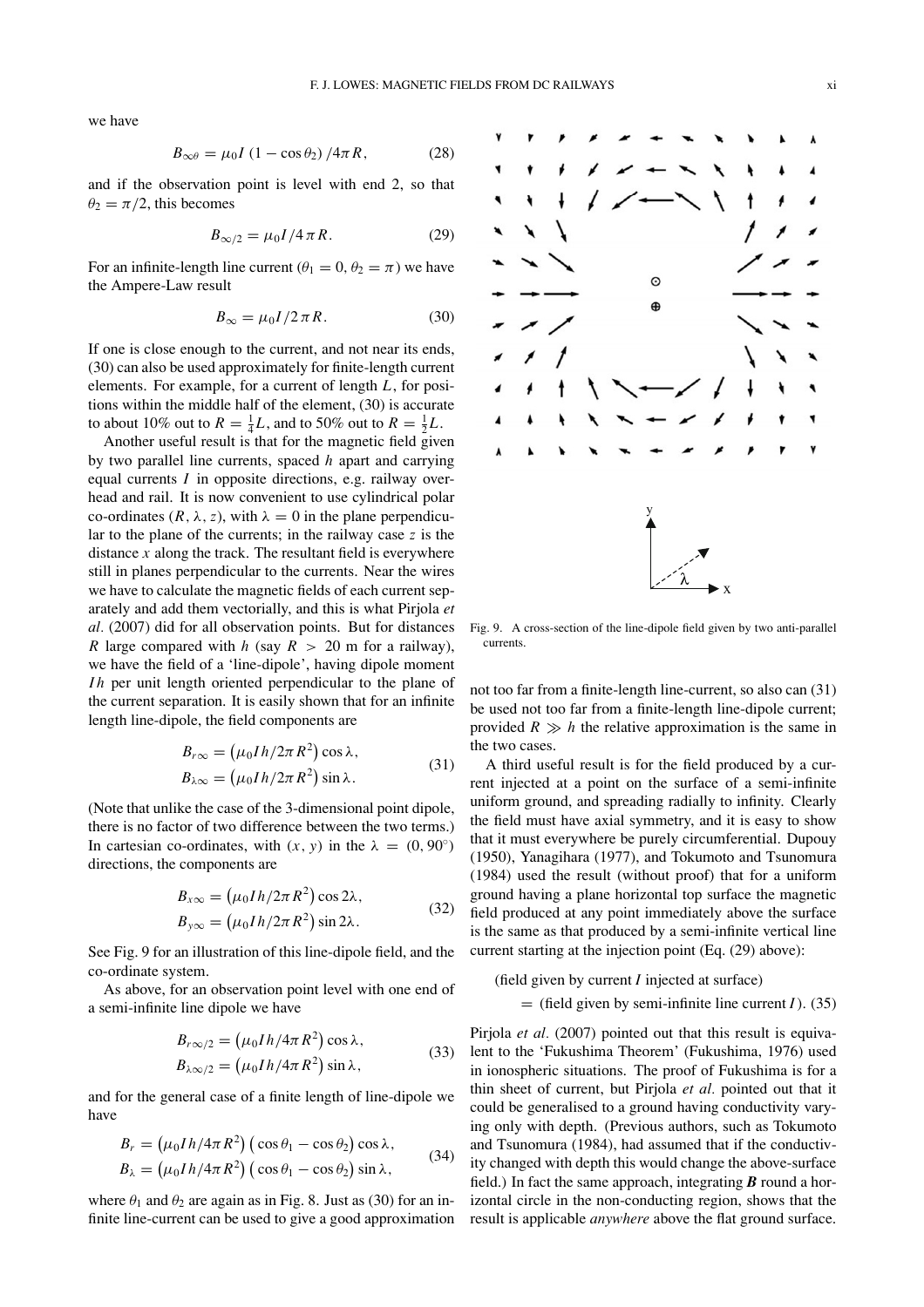we have

$$B_{\infty\theta} = \mu_0 I \left(1 - \cos\theta_2\right) / 4\pi R, \tag{28}$$

and if the observation point is level with end 2, so that $\theta_2 = \pi/2$, this becomes

$$B_{\infty/2} = \mu_0 I / 4\pi R. \tag{29}$$

For an infinite-length line current ($\theta_1 = 0$, $\theta_2 = \pi$) we have the Ampere-Law result

$$B_{\infty} = \mu_0 I / 2\pi R. \tag{30}$$

If one is close enough to the current, and not near its ends, (30) can also be used approximately for finite-length current elements. For example, for a current of length $L$, for positions within the middle half of the element, (30) is accurate to about 10% out to $R = \frac{1}{4}L$, and to 50% out to $R = \frac{1}{2}L$.

Another useful result is that for the magnetic field given by two parallel line currents, spaced $h$ apart and carrying equal currents $I$ in opposite directions, e.g. railway overhead and rail. It is now convenient to use cylindrical polar co-ordinates $(R, \lambda, z)$, with $\lambda = 0$ in the plane perpendicular to the plane of the currents; in the railway case $z$ is the distance $x$ along the track. The resultant field is everywhere still in planes perpendicular to the currents. Near the wires we have to calculate the magnetic fields of each current separately and add them vectorially, and this is what Pirjola *et al.* (2007) did for all observation points. But for distances $R$ large compared with $h$ (say $R > 20$ m for a railway), we have the field of a 'line-dipole', having dipole moment $Ih$ per unit length oriented perpendicular to the plane of the current separation. It is easily shown that for an infinite length line-dipole, the field components are

$$B_{r\infty} = \left(\mu_0 I h / 2\pi R^2\right)\cos\lambda, \qquad B_{\lambda\infty} = \left(\mu_0 I h / 2\pi R^2\right)\sin\lambda. \tag{31}$$

(Note that unlike the case of the 3-dimensional point dipole, there is no factor of two difference between the two terms.) In cartesian co-ordinates, with $(x, y)$ in the $\lambda = (0, 90^\circ)$ directions, the components are

$$B_{x\infty} = \left(\mu_0 I h / 2\pi R^2\right)\cos 2\lambda, \qquad B_{y\infty} = \left(\mu_0 I h / 2\pi R^2\right)\sin 2\lambda. \tag{32}$$

See Fig. 9 for an illustration of this line-dipole field, and the co-ordinate system.

Fig. 9. A cross-section of the line-dipole field given by two anti-parallel currents.

As above, for an observation point level with one end of a semi-infinite line dipole we have

$$B_{r\infty/2} = \left(\mu_0 I h / 4\pi R^2\right)\cos\lambda, \qquad B_{\lambda\infty/2} = \left(\mu_0 I h / 4\pi R^2\right)\sin\lambda, \tag{33}$$

and for the general case of a finite length of line-dipole we have

$$B_r = \left(\mu_0 I h / 4\pi R^2\right)\left(\cos\theta_1 - \cos\theta_2\right)\cos\lambda, \qquad B_\lambda = \left(\mu_0 I h / 4\pi R^2\right)\left(\cos\theta_1 - \cos\theta_2\right)\sin\lambda, \tag{34}$$

where $\theta_1$ and $\theta_2$ are again as in Fig. 8. Just as (30) for an infinite line-current can be used to give a good approximation not too far from a finite-length line-current, so also can (31) be used not too far from a finite-length line-dipole current; provided $R \gg h$ the relative approximation is the same in the two cases.

A third useful result is for the field produced by a current injected at a point on the surface of a semi-infinite uniform ground, and spreading radially to infinity. Clearly the field must have axial symmetry, and it is easy to show that it must everywhere be purely circumferential. Dupouy (1950), Yanagihara (1977), and Tokumoto and Tsunomura (1984) used the result (without proof) that for a uniform ground having a plane horizontal top surface the magnetic field produced at any point immediately above the surface is the same as that produced by a semi-infinite vertical line current starting at the injection point (Eq. (29) above):

(field given by current $I$ injected at surface)

= (field given by semi-infinite line current $I$). (35)

Pirjola *et al.* (2007) pointed out that this result is equivalent to the 'Fukushima Theorem' (Fukushima, 1976) used in ionospheric situations. The proof of Fukushima is for a thin sheet of current, but Pirjola *et al.* pointed out that it could be generalised to a ground having conductivity varying only with depth. (Previous authors, such as Tokumoto and Tsunomura (1984), had assumed that if the conductivity changed with depth this would change the above-surface field.) In fact the same approach, integrating $\boldsymbol{B}$ round a horizontal circle in the non-conducting region, shows that the result is applicable *anywhere* above the flat ground surface.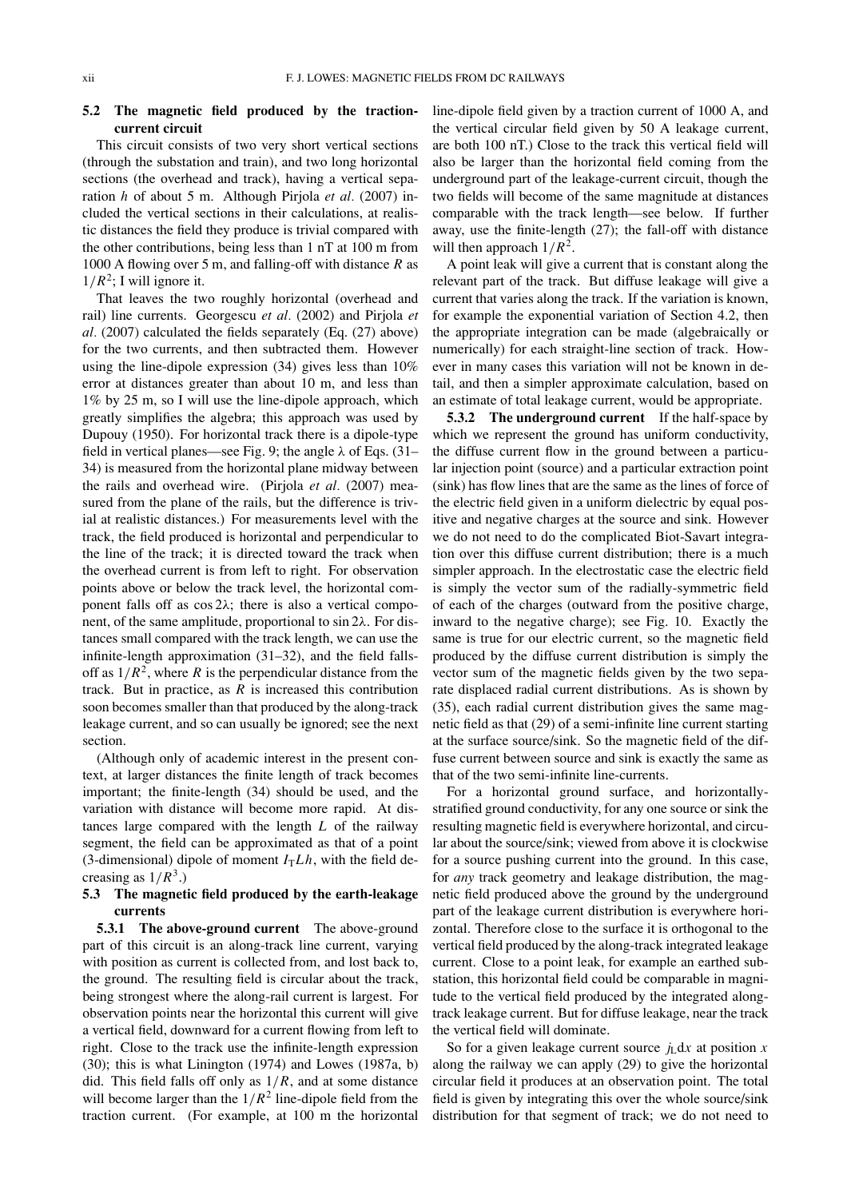### 5.2 The magnetic field produced by the traction-current circuit

This circuit consists of two very short vertical sections (through the substation and train), and two long horizontal sections (the overhead and track), having a vertical separation $h$ of about 5 m. Although Pirjola *et al.* (2007) included the vertical sections in their calculations, at realistic distances the field they produce is trivial compared with the other contributions, being less than 1 nT at 100 m from 1000 A flowing over 5 m, and falling-off with distance $R$ as $1/R^2$; I will ignore it.

That leaves the two roughly horizontal (overhead and rail) line currents. Georgescu *et al.* (2002) and Pirjola *et al.* (2007) calculated the fields separately (Eq. (27) above) for the two currents, and then subtracted them. However using the line-dipole expression (34) gives less than 10% error at distances greater than about 10 m, and less than 1% by 25 m, so I will use the line-dipole approach, which greatly simplifies the algebra; this approach was used by Dupouy (1950). For horizontal track there is a dipole-type field in vertical planes—see Fig. 9; the angle $\lambda$ of Eqs. (31–34) is measured from the horizontal plane midway between the rails and overhead wire. (Pirjola *et al.* (2007) measured from the plane of the rails, but the difference is trivial at realistic distances.) For measurements level with the track, the field produced is horizontal and perpendicular to the line of the track; it is directed toward the track when the overhead current is from left to right. For observation points above or below the track level, the horizontal component falls off as $\cos 2\lambda$; there is also a vertical component, of the same amplitude, proportional to $\sin 2\lambda$. For distances small compared with the track length, we can use the infinite-length approximation (31–32), and the field falls-off as $1/R^2$, where $R$ is the perpendicular distance from the track. But in practice, as $R$ is increased this contribution soon becomes smaller than that produced by the along-track leakage current, and so can usually be ignored; see the next section.

(Although only of academic interest in the present context, at larger distances the finite length of track becomes important; the finite-length (34) should be used, and the variation with distance will become more rapid. At distances large compared with the length $L$ of the railway segment, the field can be approximated as that of a point (3-dimensional) dipole of moment $I_T Lh$, with the field decreasing as $1/R^3$.)

### 5.3 The magnetic field produced by the earth-leakage currents

**5.3.1 The above-ground current** The above-ground part of this circuit is an along-track line current, varying with position as current is collected from, and lost back to, the ground. The resulting field is circular about the track, being strongest where the along-rail current is largest. For observation points near the horizontal this current will give a vertical field, downward for a current flowing from left to right. Close to the track use the infinite-length expression (30); this is what Linington (1974) and Lowes (1987a, b) did. This field falls off only as $1/R$, and at some distance will become larger than the $1/R^2$ line-dipole field from the traction current. (For example, at 100 m the horizontal line-dipole field given by a traction current of 1000 A, and the vertical circular field given by 50 A leakage current, are both 100 nT.) Close to the track this vertical field will also be larger than the horizontal field coming from the underground part of the leakage-current circuit, though the two fields will become of the same magnitude at distances comparable with the track length—see below. If further away, use the finite-length (27); the fall-off with distance will then approach $1/R^2$.

A point leak will give a current that is constant along the relevant part of the track. But diffuse leakage will give a current that varies along the track. If the variation is known, for example the exponential variation of Section 4.2, then the appropriate integration can be made (algebraically or numerically) for each straight-line section of track. However in many cases this variation will not be known in detail, and then a simpler approximate calculation, based on an estimate of total leakage current, would be appropriate.

**5.3.2 The underground current** If the half-space by which we represent the ground has uniform conductivity, the diffuse current flow in the ground between a particular injection point (source) and a particular extraction point (sink) has flow lines that are the same as the lines of force of the electric field given in a uniform dielectric by equal positive and negative charges at the source and sink. However we do not need to do the complicated Biot-Savart integration over this diffuse current distribution; there is a much simpler approach. In the electrostatic case the electric field is simply the vector sum of the radially-symmetric field of each of the charges (outward from the positive charge, inward to the negative charge); see Fig. 10. Exactly the same is true for our electric current, so the magnetic field produced by the diffuse current distribution is simply the vector sum of the magnetic fields given by the two separate displaced radial current distributions. As is shown by (35), each radial current distribution gives the same magnetic field as that (29) of a semi-infinite line current starting at the surface source/sink. So the magnetic field of the diffuse current between source and sink is exactly the same as that of the two semi-infinite line-currents.

For a horizontal ground surface, and horizontally-stratified ground conductivity, for any one source or sink the resulting magnetic field is everywhere horizontal, and circular about the source/sink; viewed from above it is clockwise for a source pushing current into the ground. In this case, for *any* track geometry and leakage distribution, the magnetic field produced above the ground by the underground part of the leakage current distribution is everywhere horizontal. Therefore close to the surface it is orthogonal to the vertical field produced by the along-track integrated leakage current. Close to a point leak, for example an earthed substation, this horizontal field could be comparable in magnitude to the vertical field produced by the integrated along-track leakage current. But for diffuse leakage, near the track the vertical field will dominate.

So for a given leakage current source $j_L dx$ at position $x$ along the railway we can apply (29) to give the horizontal circular field it produces at an observation point. The total field is given by integrating this over the whole source/sink distribution for that segment of track; we do not need to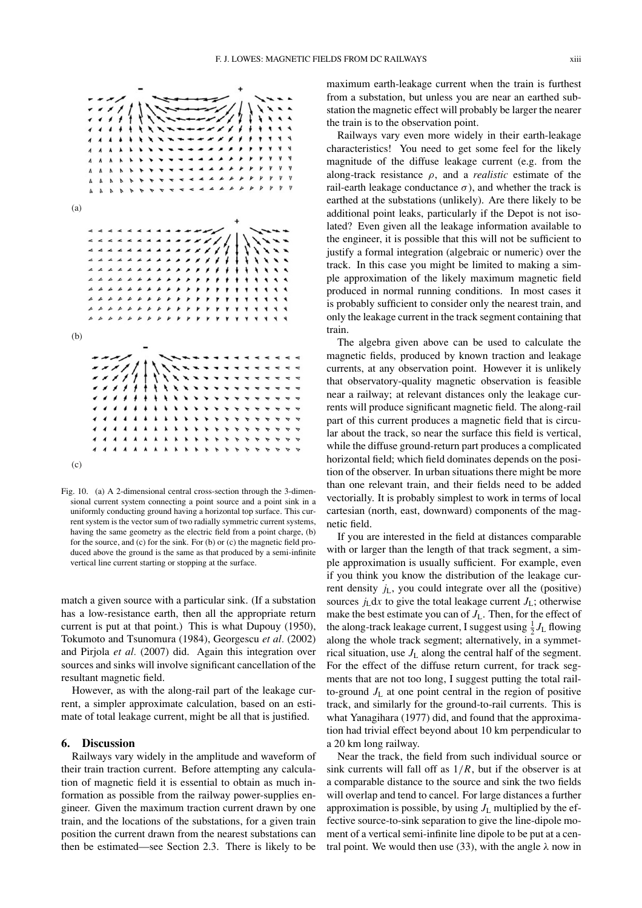(a)

(b)

(c)

Fig. 10. (a) A 2-dimensional central cross-section through the 3-dimensional current system connecting a point source and a point sink in a uniformly conducting ground having a horizontal top surface. This current system is the vector sum of two radially symmetric current systems, having the same geometry as the electric field from a point charge, (b) for the source, and (c) for the sink. For (b) or (c) the magnetic field produced above the ground is the same as that produced by a semi-infinite vertical line current starting or stopping at the surface.

match a given source with a particular sink. (If a substation has a low-resistance earth, then all the appropriate return current is put at that point.) This is what Dupouy (1950), Tokumoto and Tsunomura (1984), Georgescu *et al.* (2002) and Pirjola *et al.* (2007) did. Again this integration over sources and sinks will involve significant cancellation of the resultant magnetic field.

However, as with the along-rail part of the leakage current, a simpler approximate calculation, based on an estimate of total leakage current, might be all that is justified.

## 6. Discussion

Railways vary widely in the amplitude and waveform of their train traction current. Before attempting any calculation of magnetic field it is essential to obtain as much information as possible from the railway power-supplies engineer. Given the maximum traction current drawn by one train, and the locations of the substations, for a given train position the current drawn from the nearest substations can then be estimated—see Section 2.3. There is likely to be maximum earth-leakage current when the train is furthest from a substation, but unless you are near an earthed substation the magnetic effect will probably be larger the nearer the train is to the observation point.

Railways vary even more widely in their earth-leakage characteristics! You need to get some feel for the likely magnitude of the diffuse leakage current (e.g. from the along-track resistance $\rho$, and a *realistic* estimate of the rail-earth leakage conductance $\sigma$), and whether the track is earthed at the substations (unlikely). Are there likely to be additional point leaks, particularly if the Depot is not isolated? Even given all the leakage information available to the engineer, it is possible that this will not be sufficient to justify a formal integration (algebraic or numeric) over the track. In this case you might be limited to making a simple approximation of the likely maximum magnetic field produced in normal running conditions. In most cases it is probably sufficient to consider only the nearest train, and only the leakage current in the track segment containing that train.

The algebra given above can be used to calculate the magnetic fields, produced by known traction and leakage currents, at any observation point. However it is unlikely that observatory-quality magnetic observation is feasible near a railway; at relevant distances only the leakage currents will produce significant magnetic field. The along-rail part of this current produces a magnetic field that is circular about the track, so near the surface this field is vertical, while the diffuse ground-return part produces a complicated horizontal field; which field dominates depends on the position of the observer. In urban situations there might be more than one relevant train, and their fields need to be added vectorially. It is probably simplest to work in terms of local cartesian (north, east, downward) components of the magnetic field.

If you are interested in the field at distances comparable with or larger than the length of that track segment, a simple approximation is usually sufficient. For example, even if you think you know the distribution of the leakage current density $j_L$, you could integrate over all the (positive) sources $j_L dx$ to give the total leakage current $J_L$; otherwise make the best estimate you can of $J_L$. Then, for the effect of the along-track leakage current, I suggest using $\frac{1}{2}J_L$ flowing along the whole track segment; alternatively, in a symmetrical situation, use $J_L$ along the central half of the segment. For the effect of the diffuse return current, for track segments that are not too long, I suggest putting the total rail-to-ground $J_L$ at one point central in the region of positive track, and similarly for the ground-to-rail currents. This is what Yanagihara (1977) did, and found that the approximation had trivial effect beyond about 10 km perpendicular to a 20 km long railway.

Near the track, the field from such individual source or sink currents will fall off as $1/R$, but if the observer is at a comparable distance to the source and sink the two fields will overlap and tend to cancel. For large distances a further approximation is possible, by using $J_L$ multiplied by the effective source-to-sink separation to give the line-dipole moment of a vertical semi-infinite line dipole to be put at a central point. We would then use (33), with the angle $\lambda$ now in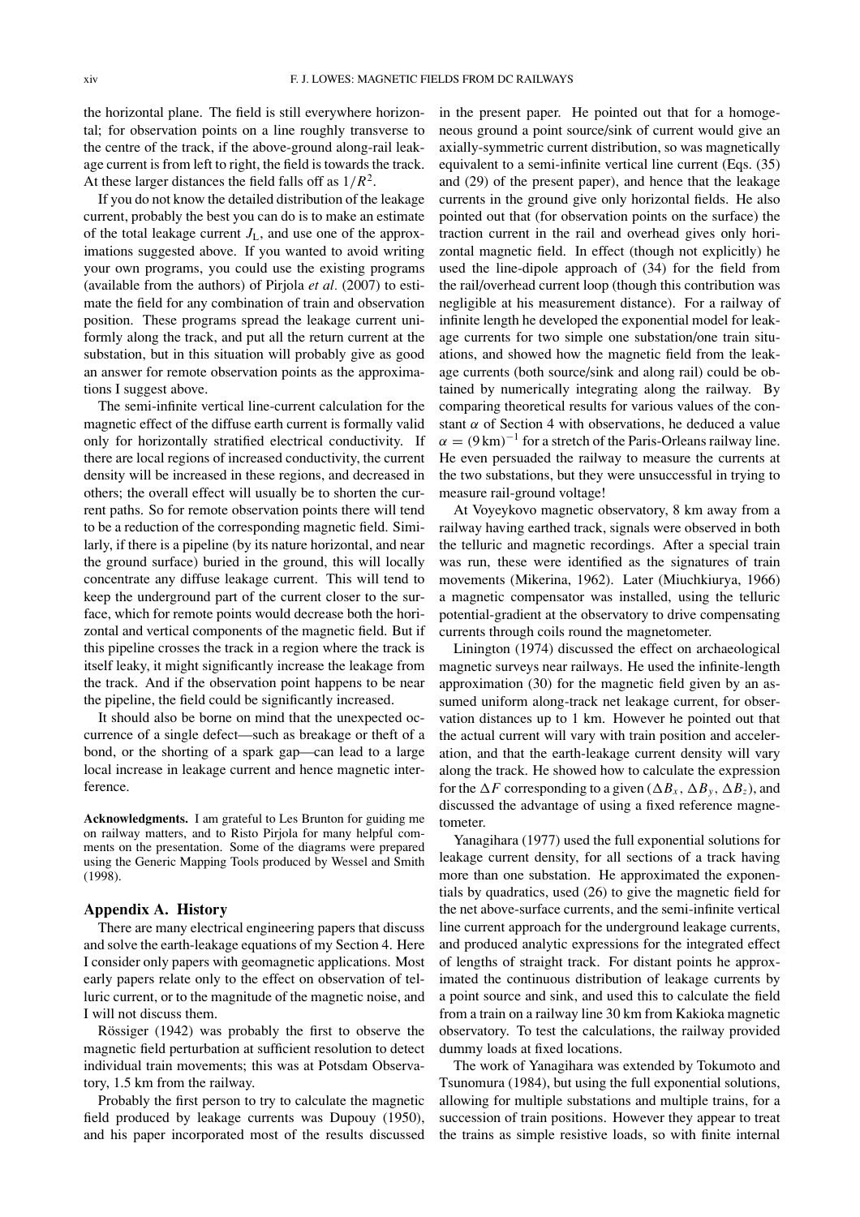the horizontal plane. The field is still everywhere horizontal; for observation points on a line roughly transverse to the centre of the track, if the above-ground along-rail leakage current is from left to right, the field is towards the track. At these larger distances the field falls off as $1/R^2$.

If you do not know the detailed distribution of the leakage current, probably the best you can do is to make an estimate of the total leakage current $J_L$, and use one of the approximations suggested above. If you wanted to avoid writing your own programs, you could use the existing programs (available from the authors) of Pirjola *et al*. (2007) to estimate the field for any combination of train and observation position. These programs spread the leakage current uniformly along the track, and put all the return current at the substation, but in this situation will probably give as good an answer for remote observation points as the approximations I suggest above.

The semi-infinite vertical line-current calculation for the magnetic effect of the diffuse earth current is formally valid only for horizontally stratified electrical conductivity. If there are local regions of increased conductivity, the current density will be increased in these regions, and decreased in others; the overall effect will usually be to shorten the current paths. So for remote observation points there will tend to be a reduction of the corresponding magnetic field. Similarly, if there is a pipeline (by its nature horizontal, and near the ground surface) buried in the ground, this will locally concentrate any diffuse leakage current. This will tend to keep the underground part of the current closer to the surface, which for remote points would decrease both the horizontal and vertical components of the magnetic field. But if this pipeline crosses the track in a region where the track is itself leaky, it might significantly increase the leakage from the track. And if the observation point happens to be near the pipeline, the field could be significantly increased.

It should also be borne on mind that the unexpected occurrence of a single defect—such as breakage or theft of a bond, or the shorting of a spark gap—can lead to a large local increase in leakage current and hence magnetic interference.

**Acknowledgments.** I am grateful to Les Brunton for guiding me on railway matters, and to Risto Pirjola for many helpful comments on the presentation. Some of the diagrams were prepared using the Generic Mapping Tools produced by Wessel and Smith (1998).

## Appendix A. History

There are many electrical engineering papers that discuss and solve the earth-leakage equations of my Section 4. Here I consider only papers with geomagnetic applications. Most early papers relate only to the effect on observation of telluric current, or to the magnitude of the magnetic noise, and I will not discuss them.

Rössiger (1942) was probably the first to observe the magnetic field perturbation at sufficient resolution to detect individual train movements; this was at Potsdam Observatory, 1.5 km from the railway.

Probably the first person to try to calculate the magnetic field produced by leakage currents was Dupouy (1950), and his paper incorporated most of the results discussed in the present paper. He pointed out that for a homogeneous ground a point source/sink of current would give an axially-symmetric current distribution, so was magnetically equivalent to a semi-infinite vertical line current (Eqs. (35) and (29) of the present paper), and hence that the leakage currents in the ground give only horizontal fields. He also pointed out that (for observation points on the surface) the traction current in the rail and overhead gives only horizontal magnetic field. In effect (though not explicitly) he used the line-dipole approach of (34) for the field from the rail/overhead current loop (though this contribution was negligible at his measurement distance). For a railway of infinite length he developed the exponential model for leakage currents for two simple one substation/one train situations, and showed how the magnetic field from the leakage currents (both source/sink and along rail) could be obtained by numerically integrating along the railway. By comparing theoretical results for various values of the constant $\alpha$ of Section 4 with observations, he deduced a value $\alpha = (9\,\text{km})^{-1}$ for a stretch of the Paris-Orleans railway line. He even persuaded the railway to measure the currents at the two substations, but they were unsuccessful in trying to measure rail-ground voltage!

At Voyeykovo magnetic observatory, 8 km away from a railway having earthed track, signals were observed in both the telluric and magnetic recordings. After a special train was run, these were identified as the signatures of train movements (Mikerina, 1962). Later (Miuchkiurya, 1966) a magnetic compensator was installed, using the telluric potential-gradient at the observatory to drive compensating currents through coils round the magnetometer.

Linington (1974) discussed the effect on archaeological magnetic surveys near railways. He used the infinite-length approximation (30) for the magnetic field given by an assumed uniform along-track net leakage current, for observation distances up to 1 km. However he pointed out that the actual current will vary with train position and acceleration, and that the earth-leakage current density will vary along the track. He showed how to calculate the expression for the $\Delta F$ corresponding to a given ($\Delta B_x$, $\Delta B_y$, $\Delta B_z$), and discussed the advantage of using a fixed reference magnetometer.

Yanagihara (1977) used the full exponential solutions for leakage current density, for all sections of a track having more than one substation. He approximated the exponentials by quadratics, used (26) to give the magnetic field for the net above-surface currents, and the semi-infinite vertical line current approach for the underground leakage currents, and produced analytic expressions for the integrated effect of lengths of straight track. For distant points he approximated the continuous distribution of leakage currents by a point source and sink, and used this to calculate the field from a train on a railway line 30 km from Kakioka magnetic observatory. To test the calculations, the railway provided dummy loads at fixed locations.

The work of Yanagihara was extended by Tokumoto and Tsunomura (1984), but using the full exponential solutions, allowing for multiple substations and multiple trains, for a succession of train positions. However they appear to treat the trains as simple resistive loads, so with finite internal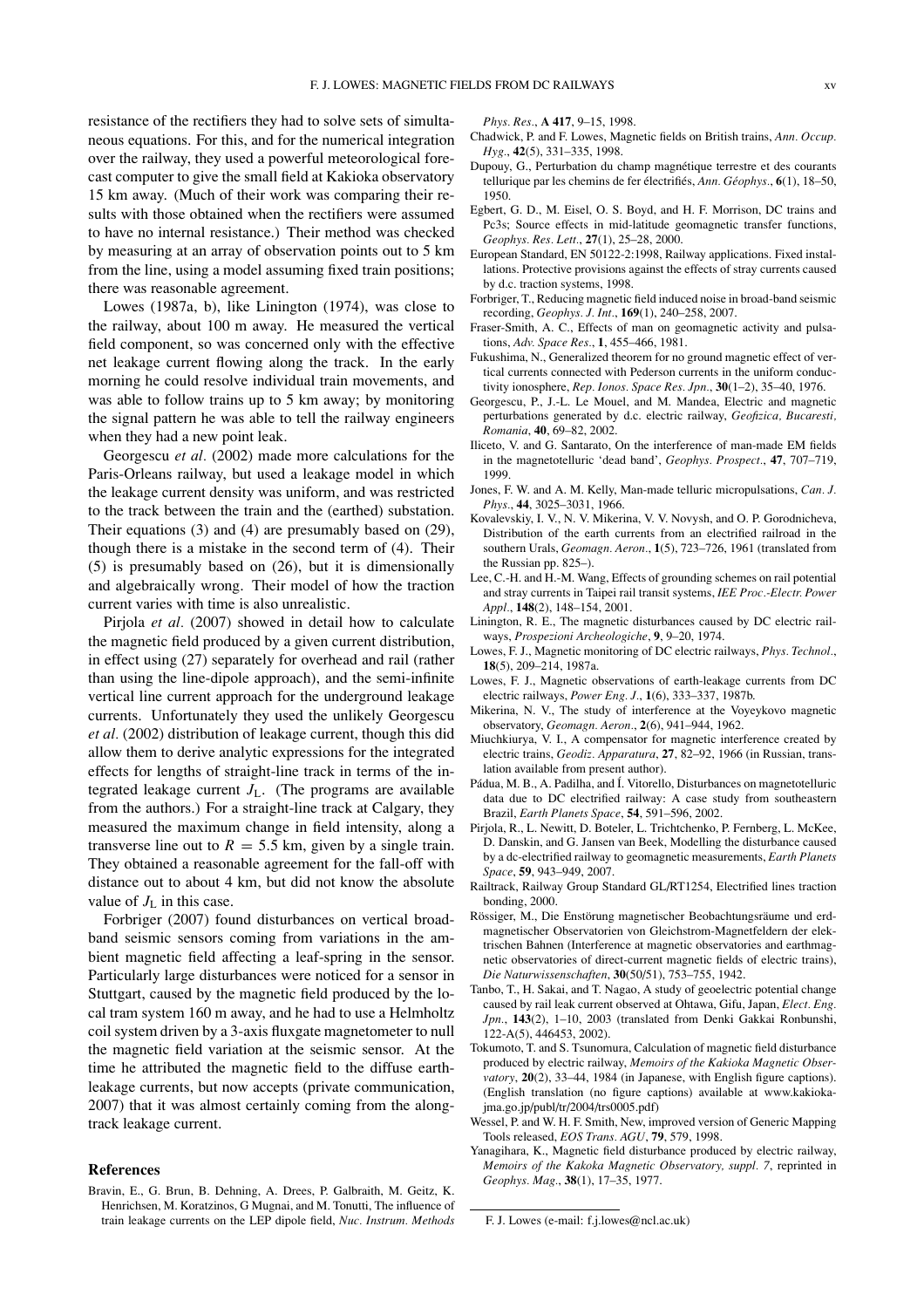resistance of the rectifiers they had to solve sets of simultaneous equations. For this, and for the numerical integration over the railway, they used a powerful meteorological forecast computer to give the small field at Kakioka observatory 15 km away. (Much of their work was comparing their results with those obtained when the rectifiers were assumed to have no internal resistance.) Their method was checked by measuring at an array of observation points out to 5 km from the line, using a model assuming fixed train positions; there was reasonable agreement.

Lowes (1987a, b), like Linington (1974), was close to the railway, about 100 m away. He measured the vertical field component, so was concerned only with the effective net leakage current flowing along the track. In the early morning he could resolve individual train movements, and was able to follow trains up to 5 km away; by monitoring the signal pattern he was able to tell the railway engineers when they had a new point leak.

Georgescu *et al*. (2002) made more calculations for the Paris-Orleans railway, but used a leakage model in which the leakage current density was uniform, and was restricted to the track between the train and the (earthed) substation. Their equations (3) and (4) are presumably based on (29), though there is a mistake in the second term of (4). Their (5) is presumably based on (26), but it is dimensionally and algebraically wrong. Their model of how the traction current varies with time is also unrealistic.

Pirjola *et al*. (2007) showed in detail how to calculate the magnetic field produced by a given current distribution, in effect using (27) separately for overhead and rail (rather than using the line-dipole approach), and the semi-infinite vertical line current approach for the underground leakage currents. Unfortunately they used the unlikely Georgescu *et al*. (2002) distribution of leakage current, though this did allow them to derive analytic expressions for the integrated effects for lengths of straight-line track in terms of the integrated leakage current $J_L$. (The programs are available from the authors.) For a straight-line track at Calgary, they measured the maximum change in field intensity, along a transverse line out to $R = 5.5$ km, given by a single train. They obtained a reasonable agreement for the fall-off with distance out to about 4 km, but did not know the absolute value of $J_L$ in this case.

Forbriger (2007) found disturbances on vertical broadband seismic sensors coming from variations in the ambient magnetic field affecting a leaf-spring in the sensor. Particularly large disturbances were noticed for a sensor in Stuttgart, caused by the magnetic field produced by the local tram system 160 m away, and he had to use a Helmholtz coil system driven by a 3-axis fluxgate magnetometer to null the magnetic field variation at the seismic sensor. At the time he attributed the magnetic field to the diffuse earth-leakage currents, but now accepts (private communication, 2007) that it was almost certainly coming from the along-track leakage current.

## References

Bravin, E., G. Brun, B. Dehning, A. Drees, P. Galbraith, M. Geitz, K. Henrichsen, M. Koratzinos, G Mugnai, and M. Tonutti, The influence of train leakage currents on the LEP dipole field, *Nuc. Instrum. Methods Phys. Res*., **A 417**, 9–15, 1998.

Chadwick, P. and F. Lowes, Magnetic fields on British trains, *Ann. Occup. Hyg*., **42**(5), 331–335, 1998.

Dupouy, G., Perturbation du champ magnétique terrestre et des courants tellurique par les chemins de fer électrifiés, *Ann. Géophys*., **6**(1), 18–50, 1950.

Egbert, G. D., M. Eisel, O. S. Boyd, and H. F. Morrison, DC trains and Pc3s; Source effects in mid-latitude geomagnetic transfer functions, *Geophys. Res. Lett*., **27**(1), 25–28, 2000.

European Standard, EN 50122-2:1998, Railway applications. Fixed installations. Protective provisions against the effects of stray currents caused by d.c. traction systems, 1998.

Forbriger, T., Reducing magnetic field induced noise in broad-band seismic recording, *Geophys. J. Int*., **169**(1), 240–258, 2007.

Fraser-Smith, A. C., Effects of man on geomagnetic activity and pulsations, *Adv. Space Res*., **1**, 455–466, 1981.

Fukushima, N., Generalized theorem for no ground magnetic effect of vertical currents connected with Pederson currents in the uniform conductivity ionosphere, *Rep. Ionos. Space Res. Jpn*., **30**(1–2), 35–40, 1976.

Georgescu, P., J.-L. Le Mouel, and M. Mandea, Electric and magnetic perturbations generated by d.c. electric railway, *Geofizica, Bucaresti, Romania*, **40**, 69–82, 2002.

Iliceto, V. and G. Santarato, On the interference of man-made EM fields in the magnetotelluric 'dead band', *Geophys. Prospect*., **47**, 707–719, 1999.

Jones, F. W. and A. M. Kelly, Man-made telluric micropulsations, *Can. J. Phys*., **44**, 3025–3031, 1966.

Kovalevskiy, I. V., N. V. Mikerina, V. V. Novysh, and O. P. Gorodnicheva, Distribution of the earth currents from an electrified railroad in the southern Urals, *Geomagn. Aeron*., **1**(5), 723–726, 1961 (translated from the Russian pp. 825–).

Lee, C.-H. and H.-M. Wang, Effects of grounding schemes on rail potential and stray currents in Taipei rail transit systems, *IEE Proc.-Electr. Power Appl*., **148**(2), 148–154, 2001.

Linington, R. E., The magnetic disturbances caused by DC electric railways, *Prospezioni Archeologiche*, **9**, 9–20, 1974.

Lowes, F. J., Magnetic monitoring of DC electric railways, *Phys. Technol*., **18**(5), 209–214, 1987a.

Lowes, F. J., Magnetic observations of earth-leakage currents from DC electric railways, *Power Eng. J*., **1**(6), 333–337, 1987b.

Mikerina, N. V., The study of interference at the Voyeykovo magnetic observatory, *Geomagn. Aeron*., **2**(6), 941–944, 1962.

Miuchkiurya, V. I., A compensator for magnetic interference created by electric trains, *Geodiz. Apparatura*, **27**, 82–92, 1966 (in Russian, translation available from present author).

Pádua, M. B., A. Padilha, and Í. Vitorello, Disturbances on magnetotelluric data due to DC electrified railway: A case study from southeastern Brazil, *Earth Planets Space*, **54**, 591–596, 2002.

Pirjola, R., L. Newitt, D. Boteler, L. Trichtchenko, P. Fernberg, L. McKee, D. Danskin, and G. Jansen van Beek, Modelling the disturbance caused by a dc-electrified railway to geomagnetic measurements, *Earth Planets Space*, **59**, 943–949, 2007.

Railtrack, Railway Group Standard GL/RT1254, Electrified lines traction bonding, 2000.

Rössiger, M., Die Enstörung magnetischer Beobachtungsräume und erdmagnetischer Observatorien von Gleichstrom-Magnetfeldern der elektrischen Bahnen (Interference at magnetic observatories and earthmagnetic observatories of direct-current magnetic fields of electric trains), *Die Naturwissenschaften*, **30**(50/51), 753–755, 1942.

Tanbo, T., H. Sakai, and T. Nagao, A study of geoelectric potential change caused by rail leak current observed at Ohtawa, Gifu, Japan, *Elect. Eng. Jpn*., **143**(2), 1–10, 2003 (translated from Denki Gakkai Ronbunshi, 122-A(5), 446453, 2002).

Tokumoto, T. and S. Tsunomura, Calculation of magnetic field disturbance produced by electric railway, *Memoirs of the Kakioka Magnetic Observatory*, **20**(2), 33–44, 1984 (in Japanese, with English figure captions). (English translation (no figure captions) available at www.kakioka-jma.go.jp/publ/tr/2004/trs0005.pdf)

Wessel, P. and W. H. F. Smith, New, improved version of Generic Mapping Tools released, *EOS Trans. AGU*, **79**, 579, 1998.

Yanagihara, K., Magnetic field disturbance produced by electric railway, *Memoirs of the Kakoka Magnetic Observatory, suppl. 7*, reprinted in *Geophys. Mag*., **38**(1), 17–35, 1977.

F. J. Lowes (e-mail: f.j.lowes@ncl.ac.uk)